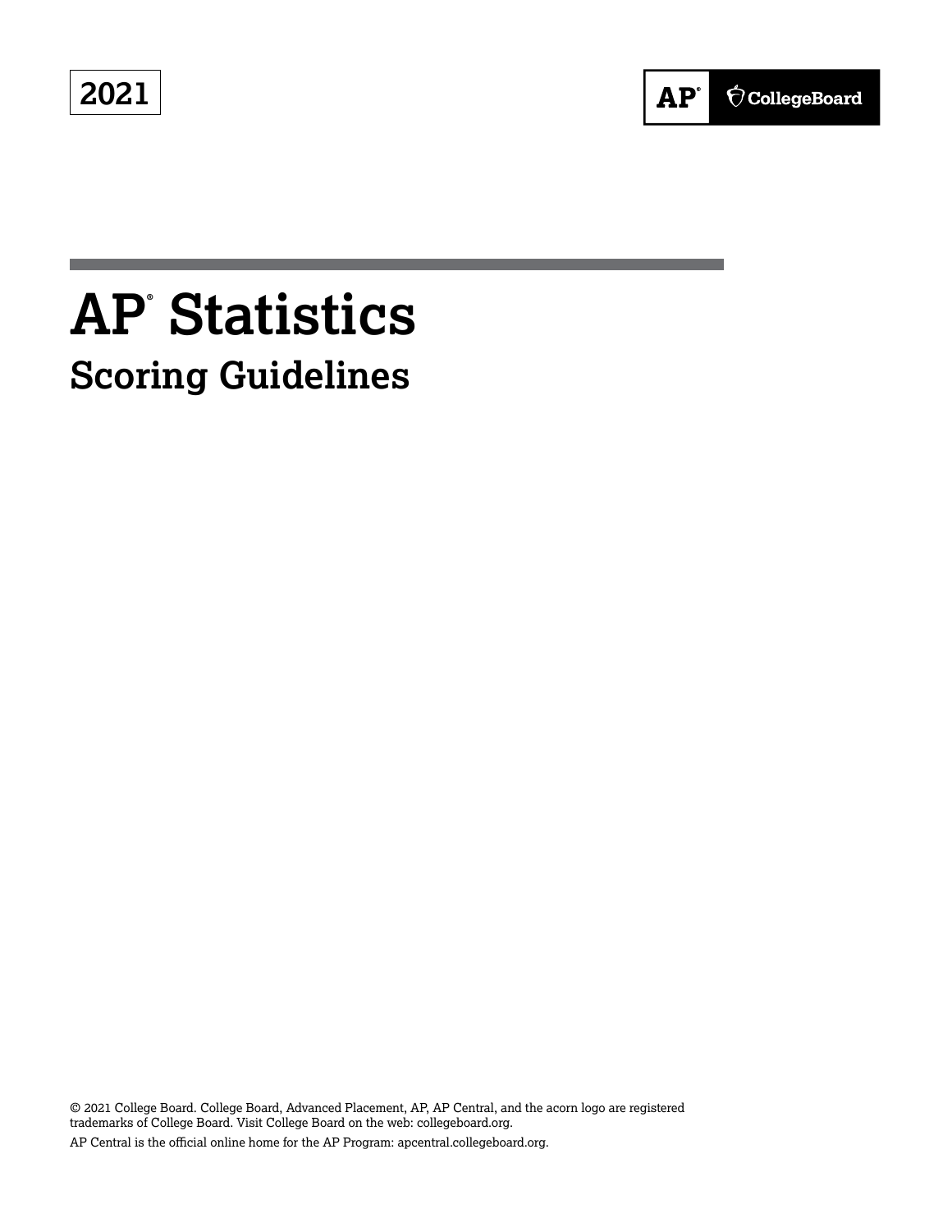2021

AP® CollegeBoard

# AP® Statistics

## Scoring Guidelines

© 2021 College Board. College Board, Advanced Placement, AP, AP Central, and the acorn logo are registered trademarks of College Board. Visit College Board on the web: collegeboard.org.

AP Central is the official online home for the AP Program: apcentral.collegeboard.org.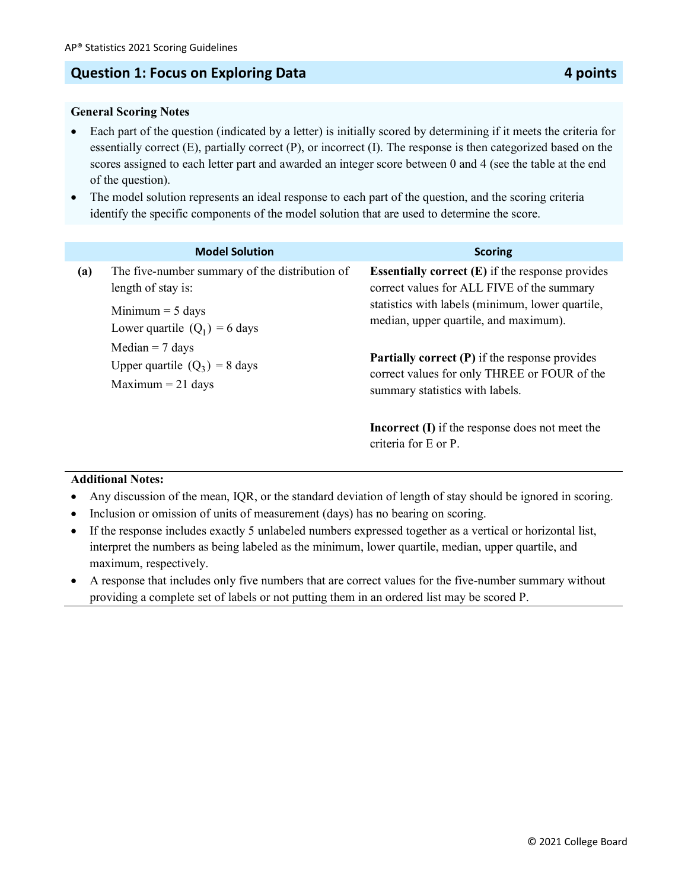## Question 1: Focus on Exploring Data — 4 points

**General Scoring Notes**

- Each part of the question (indicated by a letter) is initially scored by determining if it meets the criteria for essentially correct (E), partially correct (P), or incorrect (I). The response is then categorized based on the scores assigned to each letter part and awarded an integer score between 0 and 4 (see the table at the end of the question).
- The model solution represents an ideal response to each part of the question, and the scoring criteria identify the specific components of the model solution that are used to determine the score.

| | Model Solution | Scoring |
|---|---|---|
| **(a)** | The five-number summary of the distribution of length of stay is:<br><br>Minimum = 5 days<br>Lower quartile $(Q_1)$ = 6 days<br>Median = 7 days<br>Upper quartile $(Q_3)$ = 8 days<br>Maximum = 21 days | **Essentially correct (E)** if the response provides correct values for ALL FIVE of the summary statistics with labels (minimum, lower quartile, median, upper quartile, and maximum).<br><br>**Partially correct (P)** if the response provides correct values for only THREE or FOUR of the summary statistics with labels.<br><br>**Incorrect (I)** if the response does not meet the criteria for E or P. |

**Additional Notes:**

- Any discussion of the mean, IQR, or the standard deviation of length of stay should be ignored in scoring.
- Inclusion or omission of units of measurement (days) has no bearing on scoring.
- If the response includes exactly 5 unlabeled numbers expressed together as a vertical or horizontal list, interpret the numbers as being labeled as the minimum, lower quartile, median, upper quartile, and maximum, respectively.
- A response that includes only five numbers that are correct values for the five-number summary without providing a complete set of labels or not putting them in an ordered list may be scored P.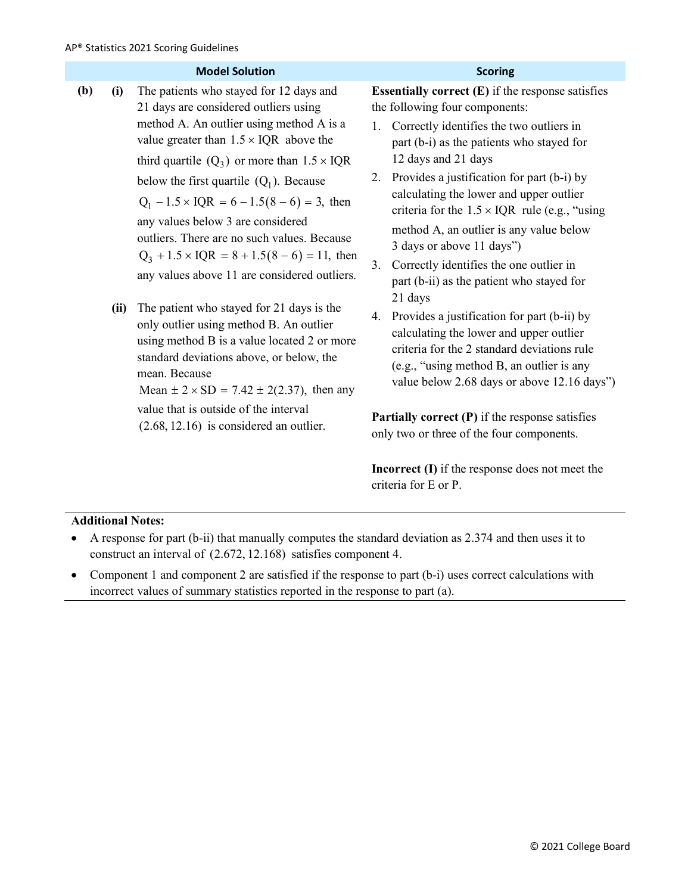| | | Model Solution | Scoring |
|---|---|---|---|
| **(b)** | **(i)** | The patients who stayed for 12 days and 21 days are considered outliers using method A. An outlier using method A is a value greater than $1.5 \times \text{IQR}$ above the third quartile $(\text{Q}_3)$ or more than $1.5 \times \text{IQR}$ below the first quartile $(\text{Q}_1)$. Because $\text{Q}_1 - 1.5 \times \text{IQR} = 6 - 1.5(8 - 6) = 3,$ then any values below 3 are considered outliers. There are no such values. Because $\text{Q}_3 + 1.5 \times \text{IQR} = 8 + 1.5(8 - 6) = 11,$ then any values above 11 are considered outliers. | **Essentially correct (E)** if the response satisfies the following four components:<br>1. Correctly identifies the two outliers in part (b-i) as the patients who stayed for 12 days and 21 days<br>2. Provides a justification for part (b-i) by calculating the lower and upper outlier criteria for the $1.5 \times \text{IQR}$ rule (e.g., "using method A, an outlier is any value below 3 days or above 11 days")<br>3. Correctly identifies the one outlier in part (b-ii) as the patient who stayed for 21 days<br>4. Provides a justification for part (b-ii) by calculating the lower and upper outlier criteria for the 2 standard deviations rule (e.g., "using method B, an outlier is any value below 2.68 days or above 12.16 days") |
| | **(ii)** | The patient who stayed for 21 days is the only outlier using method B. An outlier using method B is a value located 2 or more standard deviations above, or below, the mean. Because $\text{Mean} \pm 2 \times \text{SD} = 7.42 \pm 2(2.37),$ then any value that is outside of the interval $(2.68, 12.16)$ is considered an outlier. | **Partially correct (P)** if the response satisfies only two or three of the four components.<br><br>**Incorrect (I)** if the response does not meet the criteria for E or P. |

**Additional Notes:**

- A response for part (b-ii) that manually computes the standard deviation as 2.374 and then uses it to construct an interval of $(2.672, 12.168)$ satisfies component 4.
- Component 1 and component 2 are satisfied if the response to part (b-i) uses correct calculations with incorrect values of summary statistics reported in the response to part (a).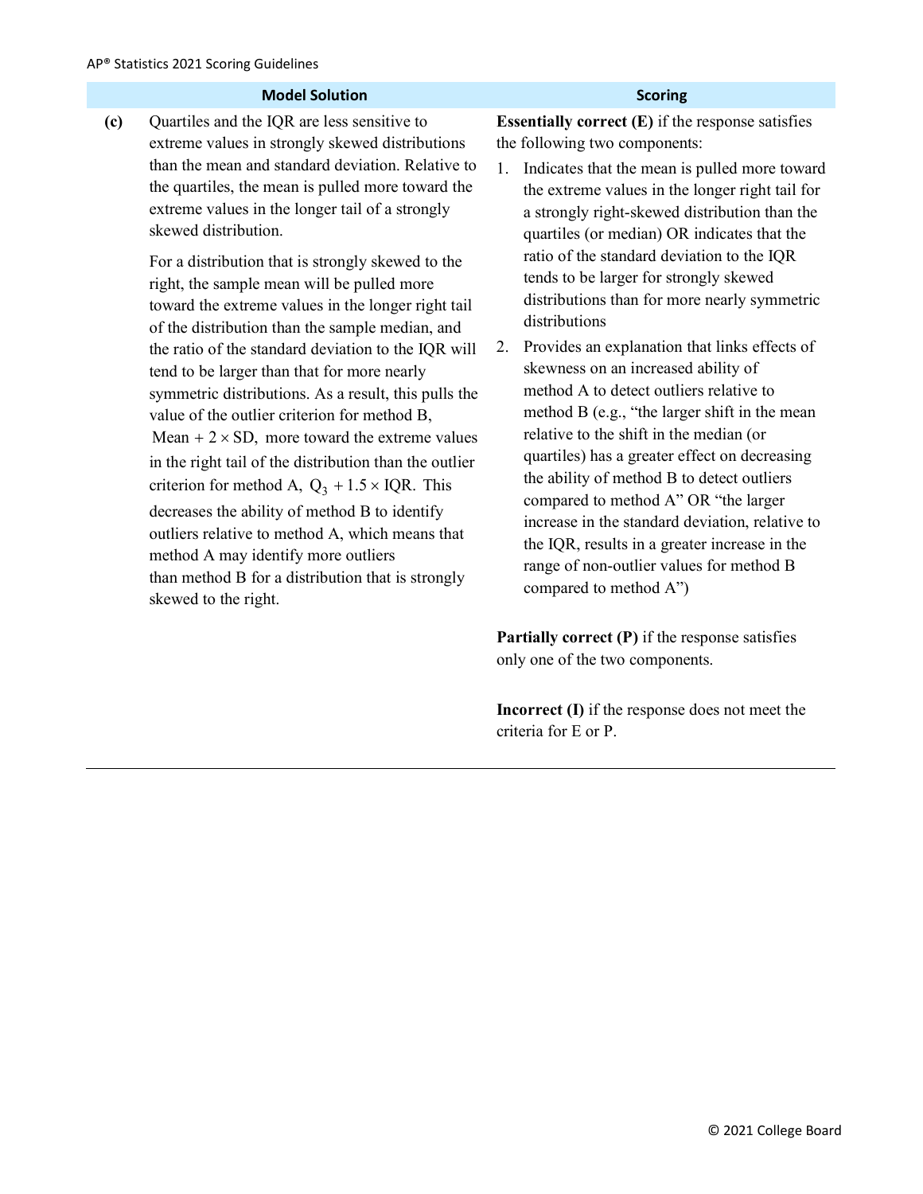| | Model Solution | Scoring |
|---|---|---|
| **(c)** | Quartiles and the IQR are less sensitive to extreme values in strongly skewed distributions than the mean and standard deviation. Relative to the quartiles, the mean is pulled more toward the extreme values in the longer tail of a strongly skewed distribution.<br><br>For a distribution that is strongly skewed to the right, the sample mean will be pulled more toward the extreme values in the longer right tail of the distribution than the sample median, and the ratio of the standard deviation to the IQR will tend to be larger than that for more nearly symmetric distributions. As a result, this pulls the value of the outlier criterion for method B, $\text{Mean} + 2 \times \text{SD}$, more toward the extreme values in the right tail of the distribution than the outlier criterion for method A, $Q_3 + 1.5 \times \text{IQR}$. This decreases the ability of method B to identify outliers relative to method A, which means that method A may identify more outliers than method B for a distribution that is strongly skewed to the right. | **Essentially correct (E)** if the response satisfies the following two components:<br><br>1. Indicates that the mean is pulled more toward the extreme values in the longer right tail for a strongly right-skewed distribution than the quartiles (or median) OR indicates that the ratio of the standard deviation to the IQR tends to be larger for strongly skewed distributions than for more nearly symmetric distributions<br>2. Provides an explanation that links effects of skewness on an increased ability of method A to detect outliers relative to method B (e.g., "the larger shift in the mean relative to the shift in the median (or quartiles) has a greater effect on decreasing the ability of method B to detect outliers compared to method A" OR "the larger increase in the standard deviation, relative to the IQR, results in a greater increase in the range of non-outlier values for method B compared to method A")<br><br>**Partially correct (P)** if the response satisfies only one of the two components.<br><br>**Incorrect (I)** if the response does not meet the criteria for E or P. |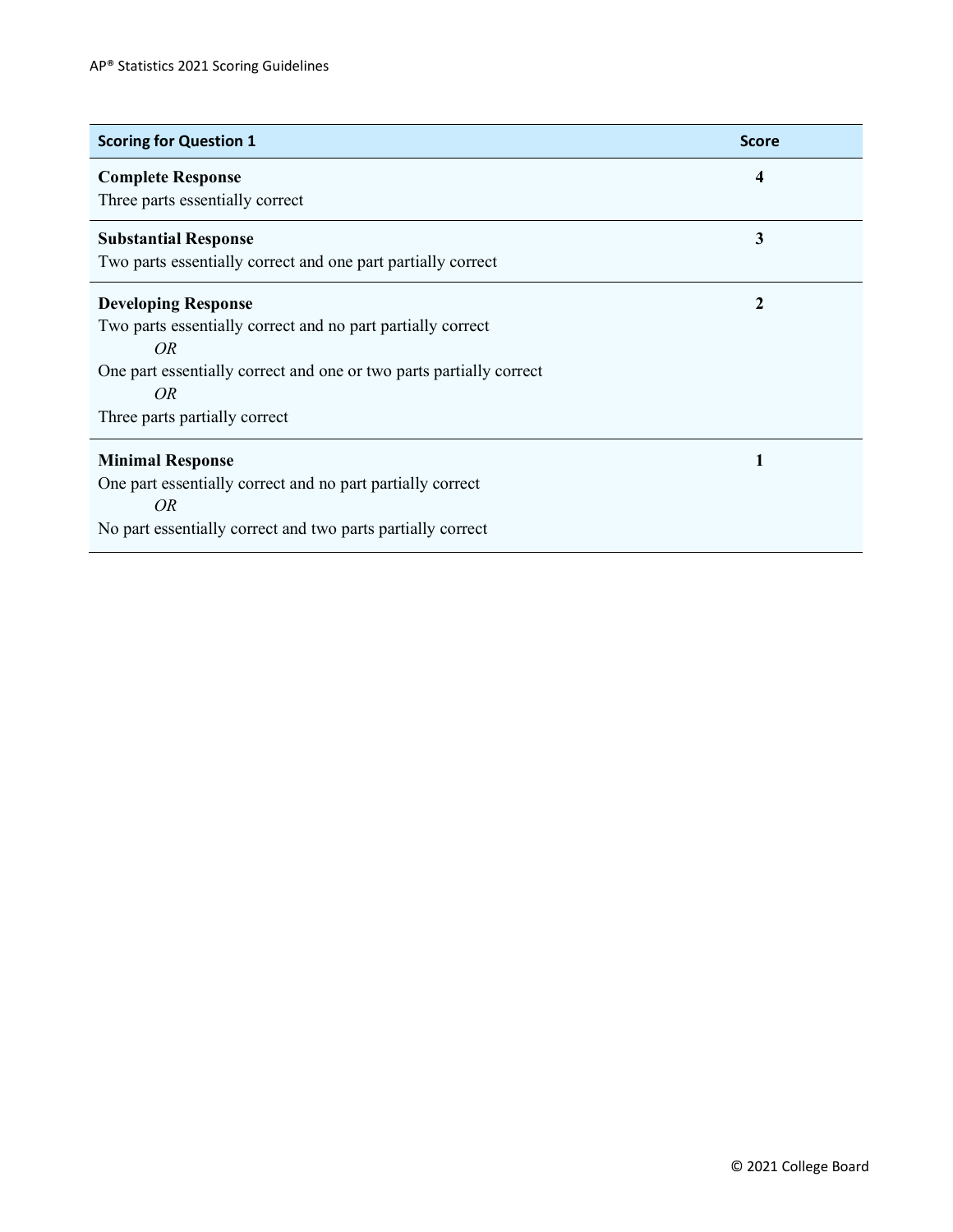| Scoring for Question 1 | Score |
| --- | --- |
| **Complete Response**<br>Three parts essentially correct | **4** |
| **Substantial Response**<br>Two parts essentially correct and one part partially correct | **3** |
| **Developing Response**<br>Two parts essentially correct and no part partially correct<br>*OR*<br>One part essentially correct and one or two parts partially correct<br>*OR*<br>Three parts partially correct | **2** |
| **Minimal Response**<br>One part essentially correct and no part partially correct<br>*OR*<br>No part essentially correct and two parts partially correct | **1** |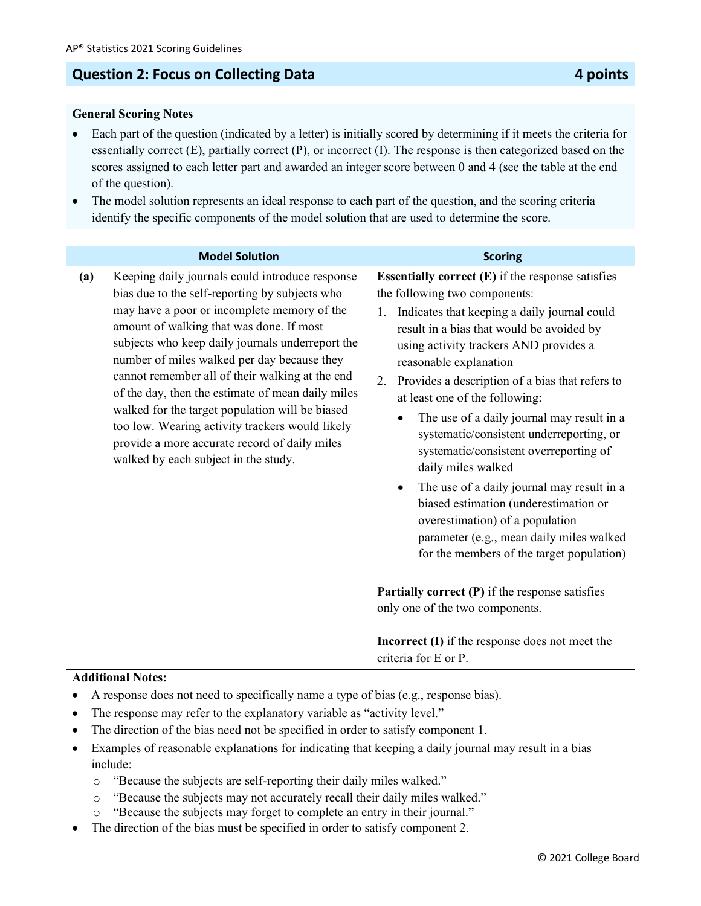## Question 2: Focus on Collecting Data — 4 points

**General Scoring Notes**

- Each part of the question (indicated by a letter) is initially scored by determining if it meets the criteria for essentially correct (E), partially correct (P), or incorrect (I). The response is then categorized based on the scores assigned to each letter part and awarded an integer score between 0 and 4 (see the table at the end of the question).
- The model solution represents an ideal response to each part of the question, and the scoring criteria identify the specific components of the model solution that are used to determine the score.

| | Model Solution | Scoring |
|---|---|---|
| **(a)** | Keeping daily journals could introduce response bias due to the self-reporting by subjects who may have a poor or incomplete memory of the amount of walking that was done. If most subjects who keep daily journals underreport the number of miles walked per day because they cannot remember all of their walking at the end of the day, then the estimate of mean daily miles walked for the target population will be biased too low. Wearing activity trackers would likely provide a more accurate record of daily miles walked by each subject in the study. | **Essentially correct (E)** if the response satisfies the following two components:<br>1. Indicates that keeping a daily journal could result in a bias that would be avoided by using activity trackers AND provides a reasonable explanation<br>2. Provides a description of a bias that refers to at least one of the following:<br>• The use of a daily journal may result in a systematic/consistent underreporting, or systematic/consistent overreporting of daily miles walked<br>• The use of a daily journal may result in a biased estimation (underestimation or overestimation) of a population parameter (e.g., mean daily miles walked for the members of the target population)<br><br>**Partially correct (P)** if the response satisfies only one of the two components.<br><br>**Incorrect (I)** if the response does not meet the criteria for E or P. |

**Additional Notes:**

- A response does not need to specifically name a type of bias (e.g., response bias).
- The response may refer to the explanatory variable as "activity level."
- The direction of the bias need not be specified in order to satisfy component 1.
- Examples of reasonable explanations for indicating that keeping a daily journal may result in a bias include:
  - "Because the subjects are self-reporting their daily miles walked."
  - "Because the subjects may not accurately recall their daily miles walked."
  - "Because the subjects may forget to complete an entry in their journal."
- The direction of the bias must be specified in order to satisfy component 2.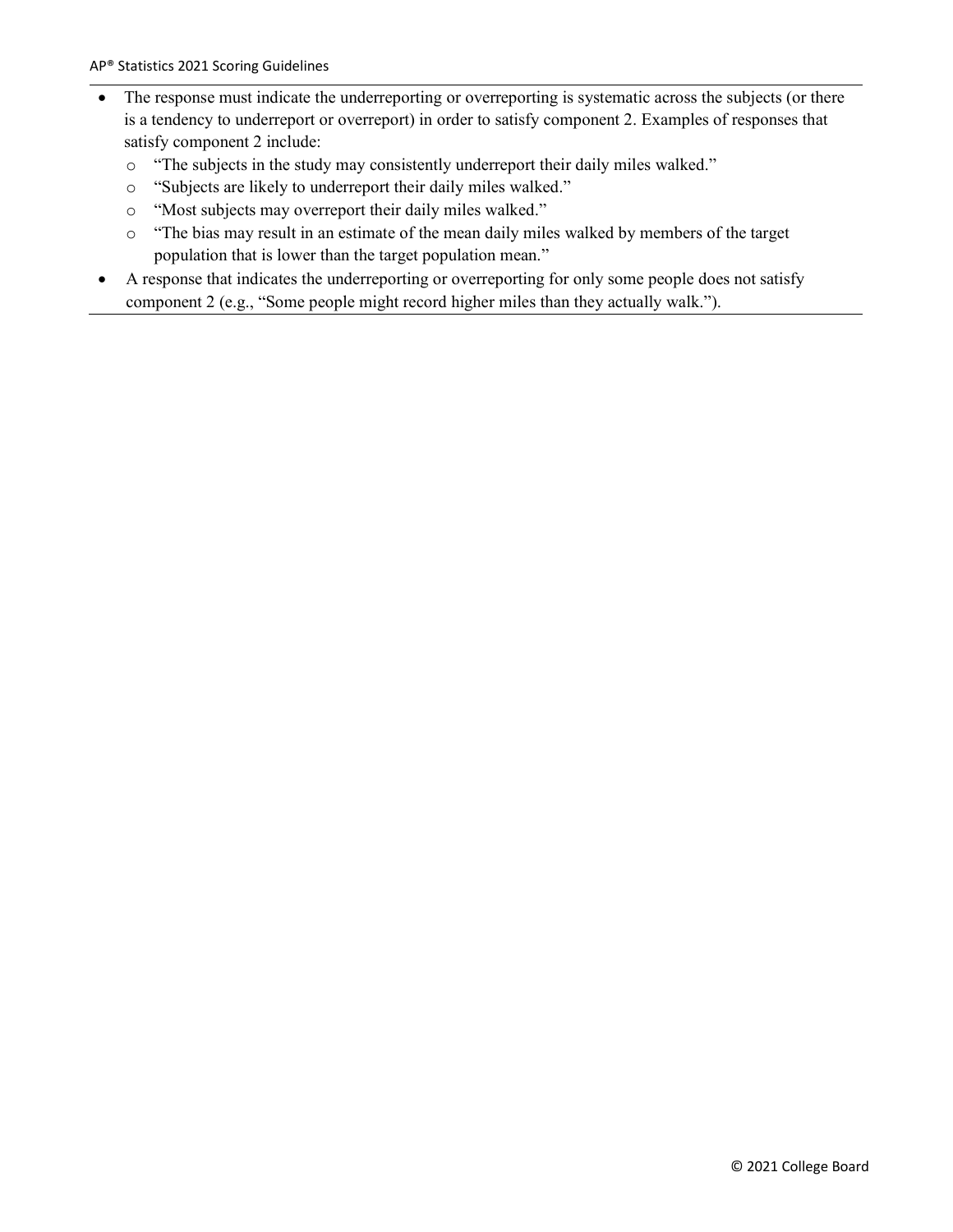- The response must indicate the underreporting or overreporting is systematic across the subjects (or there is a tendency to underreport or overreport) in order to satisfy component 2. Examples of responses that satisfy component 2 include:
  - "The subjects in the study may consistently underreport their daily miles walked."
  - "Subjects are likely to underreport their daily miles walked."
  - "Most subjects may overreport their daily miles walked."
  - "The bias may result in an estimate of the mean daily miles walked by members of the target population that is lower than the target population mean."
- A response that indicates the underreporting or overreporting for only some people does not satisfy component 2 (e.g., "Some people might record higher miles than they actually walk.").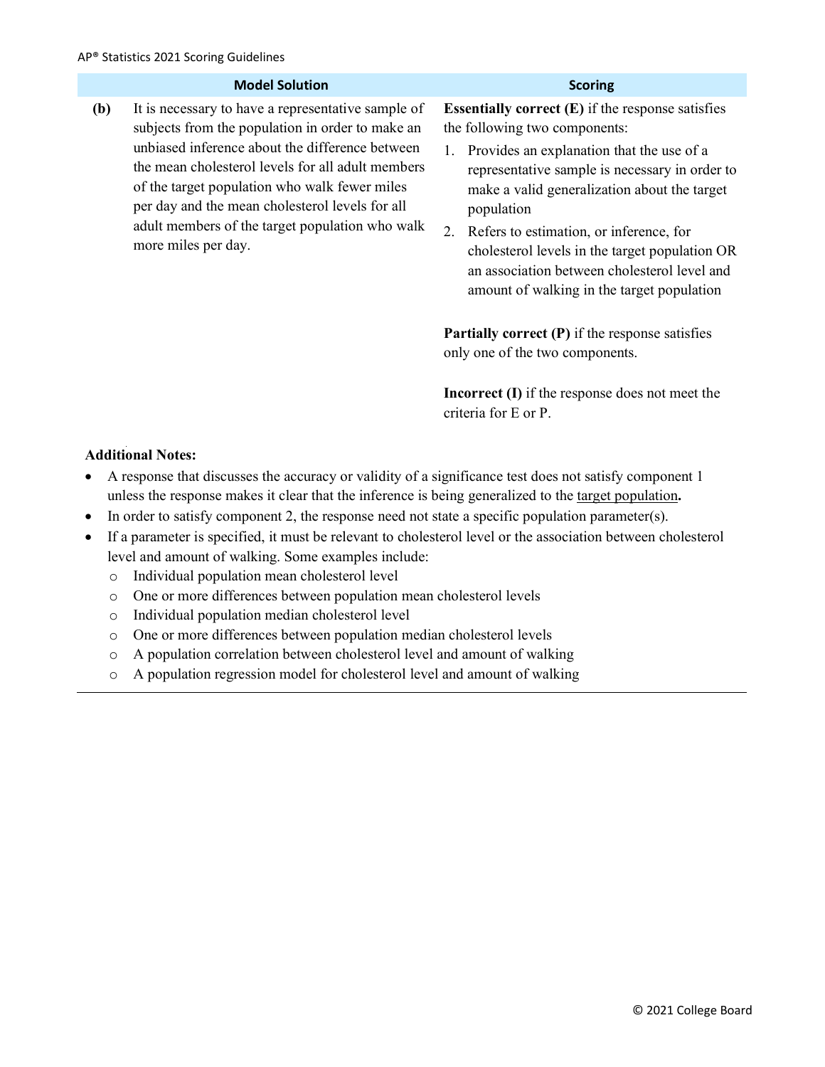| | Model Solution | Scoring |
|---|---|---|
| **(b)** | It is necessary to have a representative sample of subjects from the population in order to make an unbiased inference about the difference between the mean cholesterol levels for all adult members of the target population who walk fewer miles per day and the mean cholesterol levels for all adult members of the target population who walk more miles per day. | **Essentially correct (E)** if the response satisfies the following two components:<br>1. Provides an explanation that the use of a representative sample is necessary in order to make a valid generalization about the target population<br>2. Refers to estimation, or inference, for cholesterol levels in the target population OR an association between cholesterol level and amount of walking in the target population<br><br>**Partially correct (P)** if the response satisfies only one of the two components.<br><br>**Incorrect (I)** if the response does not meet the criteria for E or P. |

**Additional Notes:**

- A response that discusses the accuracy or validity of a significance test does not satisfy component 1 unless the response makes it clear that the inference is being generalized to the target population**.**
- In order to satisfy component 2, the response need not state a specific population parameter(s).
- If a parameter is specified, it must be relevant to cholesterol level or the association between cholesterol level and amount of walking. Some examples include:
  - Individual population mean cholesterol level
  - One or more differences between population mean cholesterol levels
  - Individual population median cholesterol level
  - One or more differences between population median cholesterol levels
  - A population correlation between cholesterol level and amount of walking
  - A population regression model for cholesterol level and amount of walking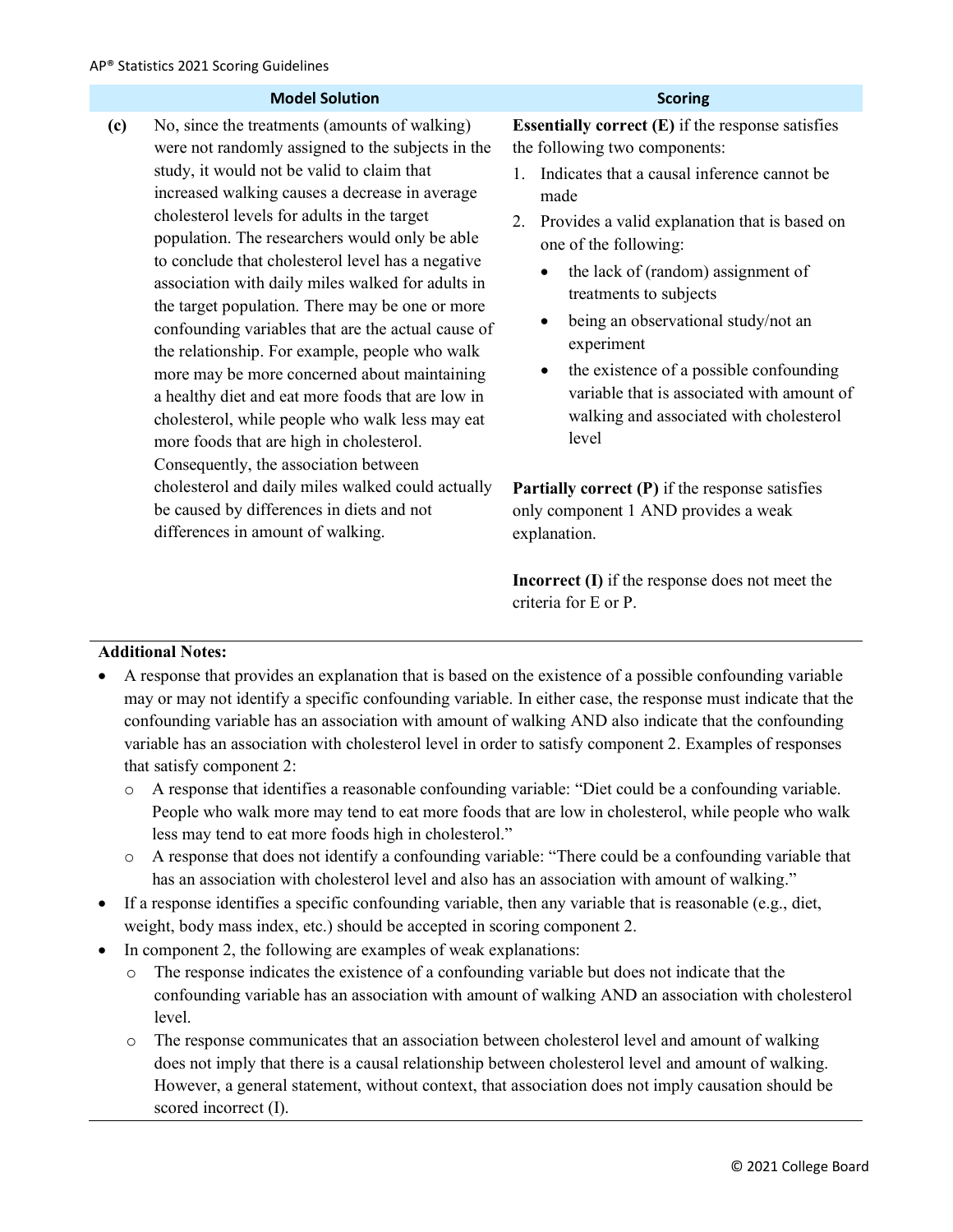| | Model Solution | Scoring |
|---|---|---|
| **(c)** | No, since the treatments (amounts of walking) were not randomly assigned to the subjects in the study, it would not be valid to claim that increased walking causes a decrease in average cholesterol levels for adults in the target population. The researchers would only be able to conclude that cholesterol level has a negative association with daily miles walked for adults in the target population. There may be one or more confounding variables that are the actual cause of the relationship. For example, people who walk more may be more concerned about maintaining a healthy diet and eat more foods that are low in cholesterol, while people who walk less may eat more foods that are high in cholesterol. Consequently, the association between cholesterol and daily miles walked could actually be caused by differences in diets and not differences in amount of walking. | **Essentially correct (E)** if the response satisfies the following two components:<br>1. Indicates that a causal inference cannot be made<br>2. Provides a valid explanation that is based on one of the following:<br>• the lack of (random) assignment of treatments to subjects<br>• being an observational study/not an experiment<br>• the existence of a possible confounding variable that is associated with amount of walking and associated with cholesterol level<br><br>**Partially correct (P)** if the response satisfies only component 1 AND provides a weak explanation.<br><br>**Incorrect (I)** if the response does not meet the criteria for E or P. |

**Additional Notes:**

- A response that provides an explanation that is based on the existence of a possible confounding variable may or may not identify a specific confounding variable. In either case, the response must indicate that the confounding variable has an association with amount of walking AND also indicate that the confounding variable has an association with cholesterol level in order to satisfy component 2. Examples of responses that satisfy component 2:
  - A response that identifies a reasonable confounding variable: "Diet could be a confounding variable. People who walk more may tend to eat more foods that are low in cholesterol, while people who walk less may tend to eat more foods high in cholesterol."
  - A response that does not identify a confounding variable: "There could be a confounding variable that has an association with cholesterol level and also has an association with amount of walking."
- If a response identifies a specific confounding variable, then any variable that is reasonable (e.g., diet, weight, body mass index, etc.) should be accepted in scoring component 2.
- In component 2, the following are examples of weak explanations:
  - The response indicates the existence of a confounding variable but does not indicate that the confounding variable has an association with amount of walking AND an association with cholesterol level.
  - The response communicates that an association between cholesterol level and amount of walking does not imply that there is a causal relationship between cholesterol level and amount of walking. However, a general statement, without context, that association does not imply causation should be scored incorrect (I).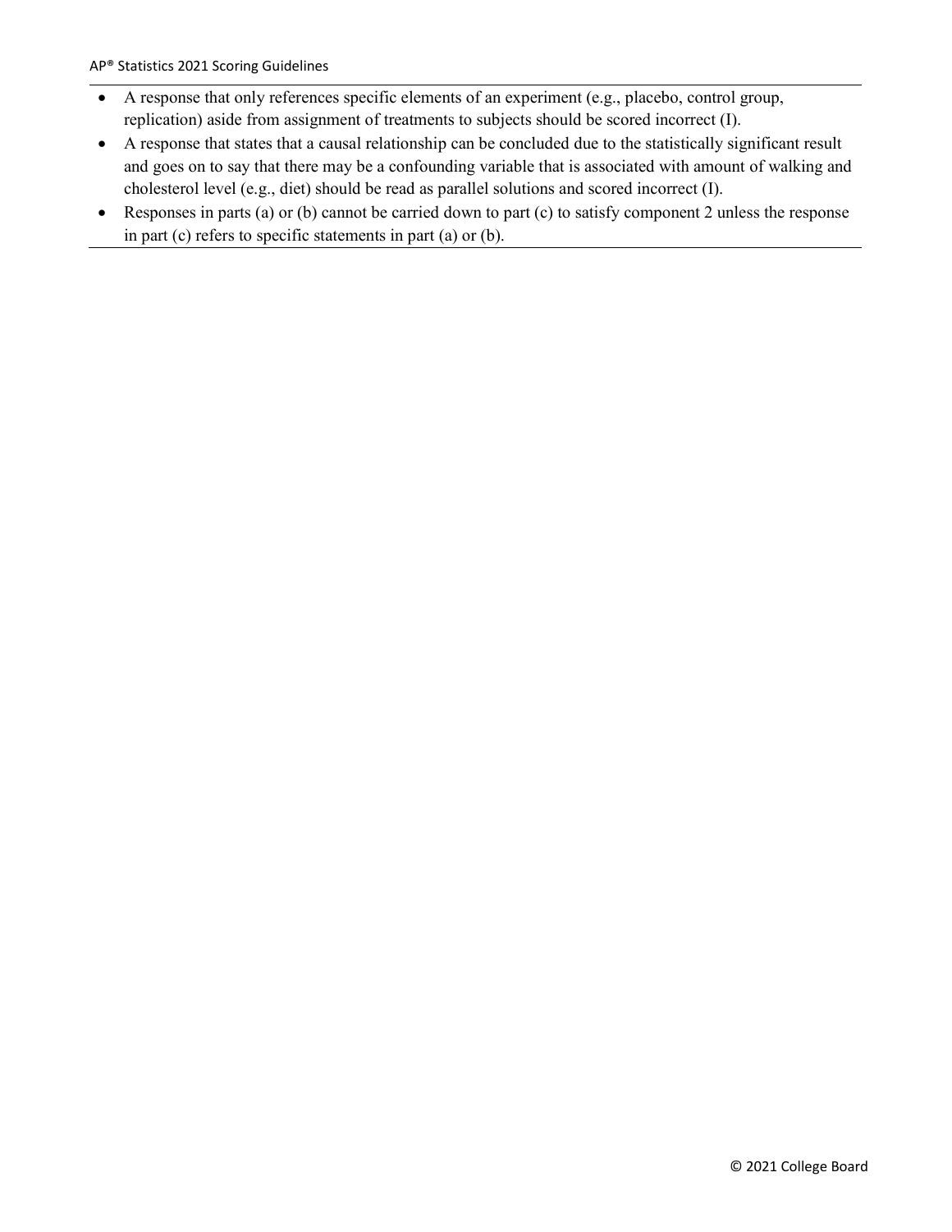- A response that only references specific elements of an experiment (e.g., placebo, control group, replication) aside from assignment of treatments to subjects should be scored incorrect (I).
- A response that states that a causal relationship can be concluded due to the statistically significant result and goes on to say that there may be a confounding variable that is associated with amount of walking and cholesterol level (e.g., diet) should be read as parallel solutions and scored incorrect (I).
- Responses in parts (a) or (b) cannot be carried down to part (c) to satisfy component 2 unless the response in part (c) refers to specific statements in part (a) or (b).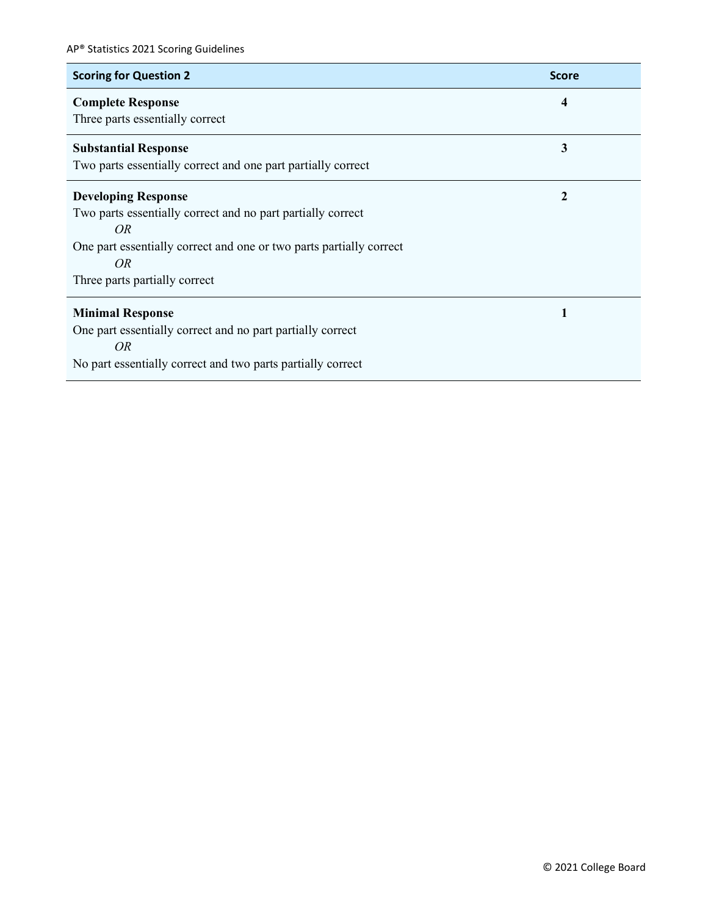| Scoring for Question 2 | Score |
|---|---|
| **Complete Response**<br>Three parts essentially correct | **4** |
| **Substantial Response**<br>Two parts essentially correct and one part partially correct | **3** |
| **Developing Response**<br>Two parts essentially correct and no part partially correct<br>*OR*<br>One part essentially correct and one or two parts partially correct<br>*OR*<br>Three parts partially correct | **2** |
| **Minimal Response**<br>One part essentially correct and no part partially correct<br>*OR*<br>No part essentially correct and two parts partially correct | **1** |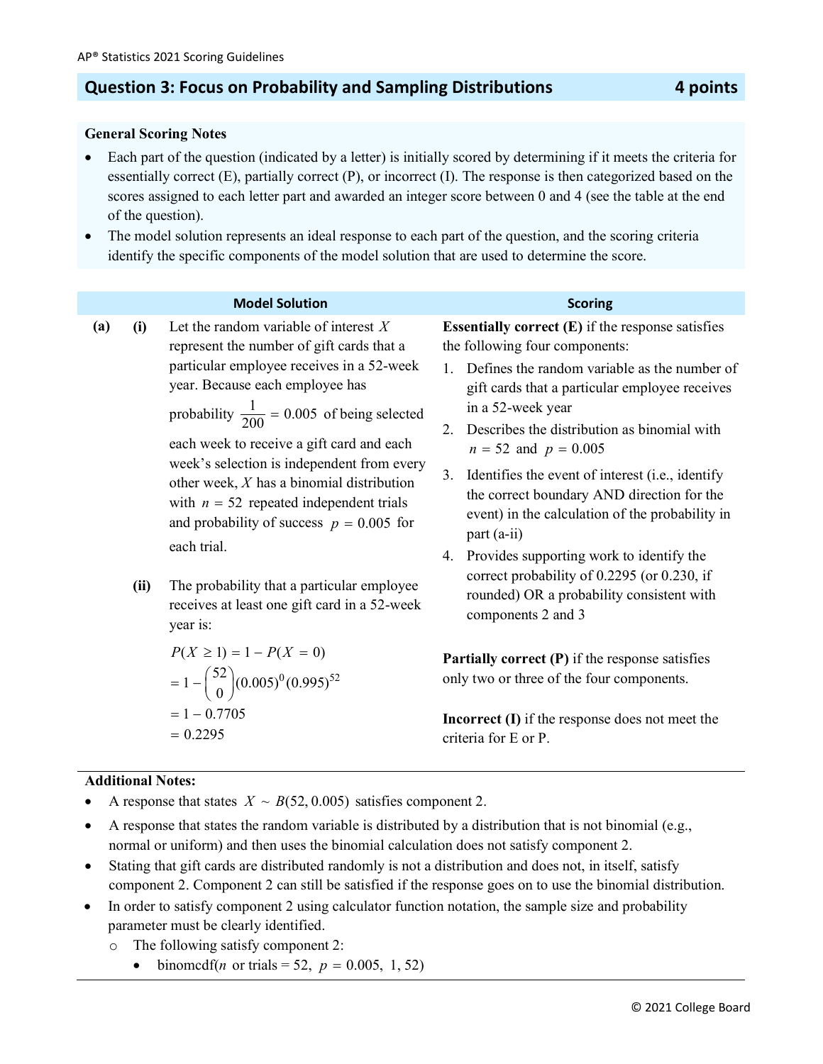## Question 3: Focus on Probability and Sampling Distributions — 4 points

**General Scoring Notes**

- Each part of the question (indicated by a letter) is initially scored by determining if it meets the criteria for essentially correct (E), partially correct (P), or incorrect (I). The response is then categorized based on the scores assigned to each letter part and awarded an integer score between 0 and 4 (see the table at the end of the question).
- The model solution represents an ideal response to each part of the question, and the scoring criteria identify the specific components of the model solution that are used to determine the score.

| | Model Solution | Scoring |
|---|---|---|
| **(a)** | **(i)** Let the random variable of interest $X$ represent the number of gift cards that a particular employee receives in a 52-week year. Because each employee has probability $\frac{1}{200} = 0.005$ of being selected each week to receive a gift card and each week's selection is independent from every other week, $X$ has a binomial distribution with $n = 52$ repeated independent trials and probability of success $p = 0.005$ for each trial.<br><br>**(ii)** The probability that a particular employee receives at least one gift card in a 52-week year is:<br>$P(X \geq 1) = 1 - P(X = 0)$<br>$= 1 - \binom{52}{0}(0.005)^0(0.995)^{52}$<br>$= 1 - 0.7705$<br>$= 0.2295$ | **Essentially correct (E)** if the response satisfies the following four components:<br>1. Defines the random variable as the number of gift cards that a particular employee receives in a 52-week year<br>2. Describes the distribution as binomial with $n = 52$ and $p = 0.005$<br>3. Identifies the event of interest (i.e., identify the correct boundary AND direction for the event) in the calculation of the probability in part (a-ii)<br>4. Provides supporting work to identify the correct probability of 0.2295 (or 0.230, if rounded) OR a probability consistent with components 2 and 3<br><br>**Partially correct (P)** if the response satisfies only two or three of the four components.<br><br>**Incorrect (I)** if the response does not meet the criteria for E or P. |

**Additional Notes:**

- A response that states $X \sim B(52, 0.005)$ satisfies component 2.
- A response that states the random variable is distributed by a distribution that is not binomial (e.g., normal or uniform) and then uses the binomial calculation does not satisfy component 2.
- Stating that gift cards are distributed randomly is not a distribution and does not, in itself, satisfy component 2. Component 2 can still be satisfied if the response goes on to use the binomial distribution.
- In order to satisfy component 2 using calculator function notation, the sample size and probability parameter must be clearly identified.
  - The following satisfy component 2:
    - binomcdf($n$ or trials = 52, $p$ = 0.005, 1, 52)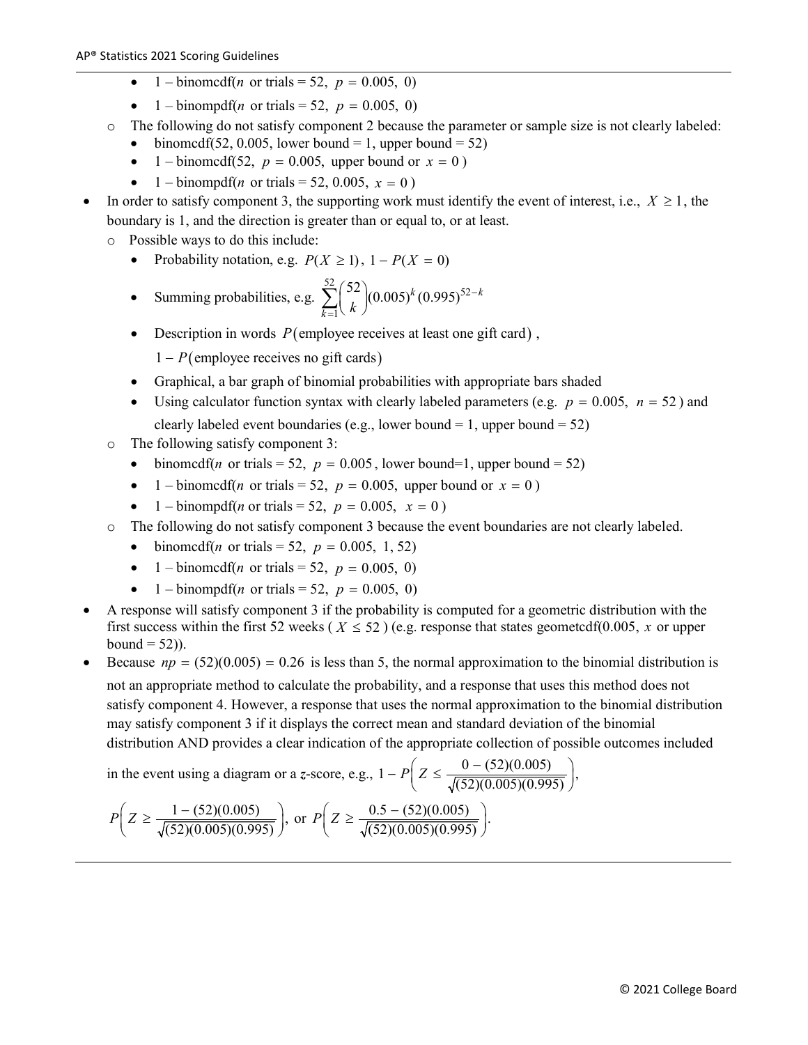- $1 -$ binomcdf($n$ or trials $= 52$, $p = 0.005$, 0)
- $1 -$ binompdf($n$ or trials $= 52$, $p = 0.005$, 0)

- The following do not satisfy component 2 because the parameter or sample size is not clearly labeled:
  - binomcdf(52, 0.005, lower bound $= 1$, upper bound $= 52$)
  - $1 -$ binomcdf(52, $p = 0.005$, upper bound or $x = 0$ )
  - $1 -$ binompdf($n$ or trials $= 52$, 0.005, $x = 0$ )

- In order to satisfy component 3, the supporting work must identify the event of interest, i.e., $X \geq 1$, the boundary is 1, and the direction is greater than or equal to, or at least.
  - Possible ways to do this include:
    - Probability notation, e.g. $P(X \geq 1)$, $1 - P(X = 0)$
    - Summing probabilities, e.g. $\sum_{k=1}^{52} \binom{52}{k} (0.005)^k (0.995)^{52-k}$
    - Description in words $P$(employee receives at least one gift card),

      $1 - P$(employee receives no gift cards)
    - Graphical, a bar graph of binomial probabilities with appropriate bars shaded
    - Using calculator function syntax with clearly labeled parameters (e.g. $p = 0.005$, $n = 52$ ) and clearly labeled event boundaries (e.g., lower bound $= 1$, upper bound $= 52$)
  - The following satisfy component 3:
    - binomcdf($n$ or trials $= 52$, $p = 0.005$, lower bound$=1$, upper bound $= 52$)
    - $1 -$ binomcdf($n$ or trials $= 52$, $p = 0.005$, upper bound or $x = 0$ )
    - $1 -$ binompdf($n$ or trials $= 52$, $p = 0.005$, $x = 0$ )
  - The following do not satisfy component 3 because the event boundaries are not clearly labeled.
    - binomcdf($n$ or trials $= 52$, $p = 0.005$, 1, 52)
    - $1 -$ binomcdf($n$ or trials $= 52$, $p = 0.005$, 0)
    - $1 -$ binompdf($n$ or trials $= 52$, $p = 0.005$, 0)

- A response will satisfy component 3 if the probability is computed for a geometric distribution with the first success within the first 52 weeks ( $X \leq 52$ ) (e.g. response that states geometcdf(0.005, $x$ or upper bound $= 52$)).

- Because $np = (52)(0.005) = 0.26$ is less than 5, the normal approximation to the binomial distribution is not an appropriate method to calculate the probability, and a response that uses this method does not satisfy component 4. However, a response that uses the normal approximation to the binomial distribution may satisfy component 3 if it displays the correct mean and standard deviation of the binomial distribution AND provides a clear indication of the appropriate collection of possible outcomes included in the event using a diagram or a $z$-score, e.g., $1 - P\left(Z \leq \frac{0 - (52)(0.005)}{\sqrt{(52)(0.005)(0.995)}}\right)$,

  $P\left(Z \geq \frac{1 - (52)(0.005)}{\sqrt{(52)(0.005)(0.995)}}\right)$, or $P\left(Z \geq \frac{0.5 - (52)(0.005)}{\sqrt{(52)(0.005)(0.995)}}\right)$.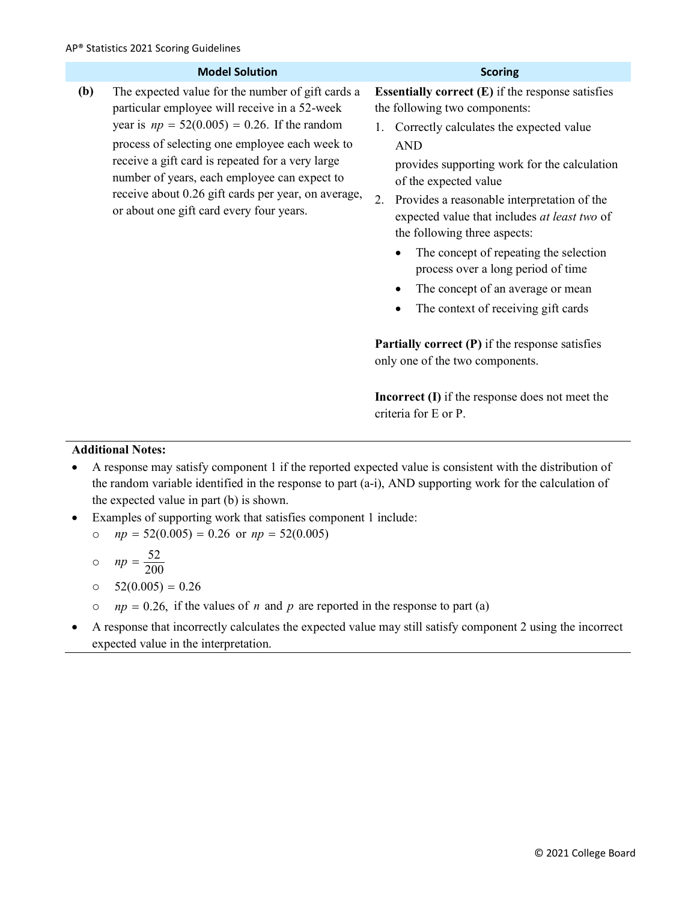| | Model Solution | Scoring |
|---|---|---|
| **(b)** | The expected value for the number of gift cards a particular employee will receive in a 52-week year is $np = 52(0.005) = 0.26$. If the random process of selecting one employee each week to receive a gift card is repeated for a very large number of years, each employee can expect to receive about 0.26 gift cards per year, on average, or about one gift card every four years. | **Essentially correct (E)** if the response satisfies the following two components:<br>1. Correctly calculates the expected value AND provides supporting work for the calculation of the expected value<br>2. Provides a reasonable interpretation of the expected value that includes *at least two* of the following three aspects:<br>• The concept of repeating the selection process over a long period of time<br>• The concept of an average or mean<br>• The context of receiving gift cards<br><br>**Partially correct (P)** if the response satisfies only one of the two components.<br><br>**Incorrect (I)** if the response does not meet the criteria for E or P. |

**Additional Notes:**

- A response may satisfy component 1 if the reported expected value is consistent with the distribution of the random variable identified in the response to part (a-i), AND supporting work for the calculation of the expected value in part (b) is shown.
- Examples of supporting work that satisfies component 1 include:
  - $np = 52(0.005) = 0.26$ or $np = 52(0.005)$
  - $np = \frac{52}{200}$
  - $52(0.005) = 0.26$
  - $np = 0.26$, if the values of $n$ and $p$ are reported in the response to part (a)
- A response that incorrectly calculates the expected value may still satisfy component 2 using the incorrect expected value in the interpretation.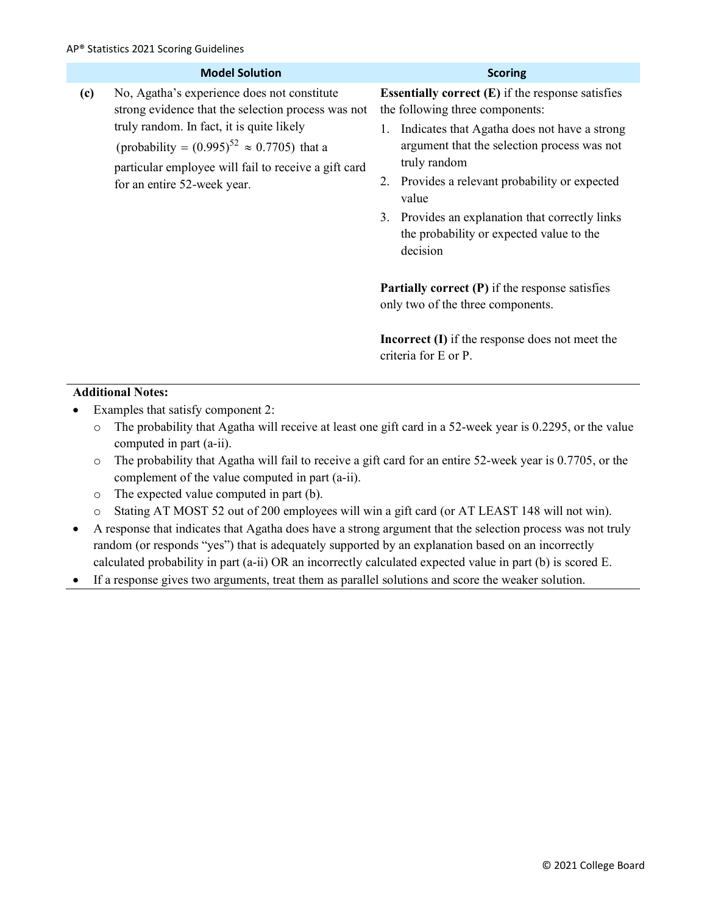| | Model Solution | Scoring |
|---|---|---|
| **(c)** | No, Agatha's experience does not constitute strong evidence that the selection process was not truly random. In fact, it is quite likely (probability $= (0.995)^{52} \approx 0.7705$) that a particular employee will fail to receive a gift card for an entire 52-week year. | **Essentially correct (E)** if the response satisfies the following three components:<br>1. Indicates that Agatha does not have a strong argument that the selection process was not truly random<br>2. Provides a relevant probability or expected value<br>3. Provides an explanation that correctly links the probability or expected value to the decision<br><br>**Partially correct (P)** if the response satisfies only two of the three components.<br><br>**Incorrect (I)** if the response does not meet the criteria for E or P. |

**Additional Notes:**

- Examples that satisfy component 2:
  - The probability that Agatha will receive at least one gift card in a 52-week year is 0.2295, or the value computed in part (a-ii).
  - The probability that Agatha will fail to receive a gift card for an entire 52-week year is 0.7705, or the complement of the value computed in part (a-ii).
  - The expected value computed in part (b).
  - Stating AT MOST 52 out of 200 employees will win a gift card (or AT LEAST 148 will not win).
- A response that indicates that Agatha does have a strong argument that the selection process was not truly random (or responds "yes") that is adequately supported by an explanation based on an incorrectly calculated probability in part (a-ii) OR an incorrectly calculated expected value in part (b) is scored E.
- If a response gives two arguments, treat them as parallel solutions and score the weaker solution.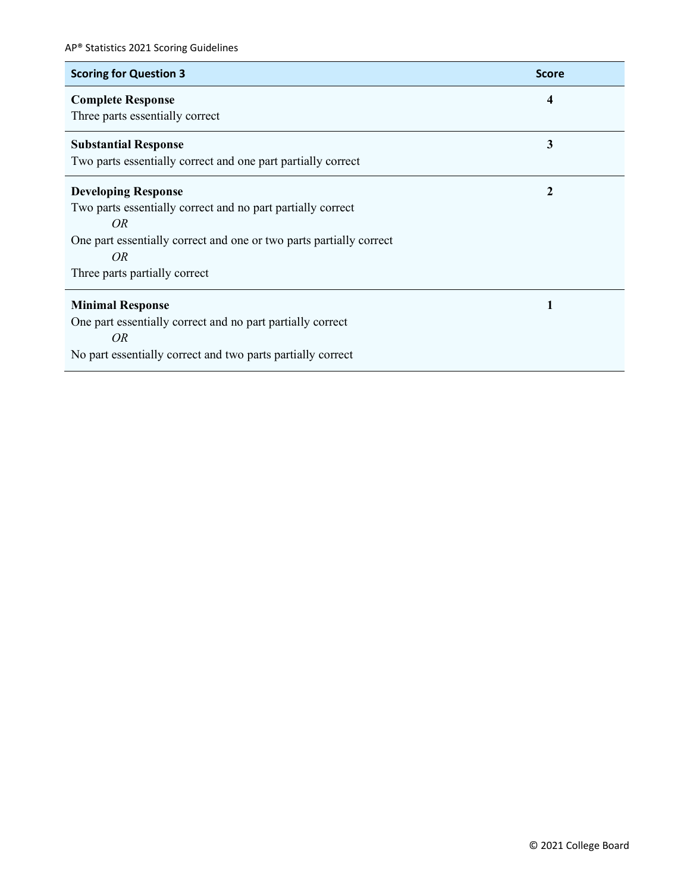| Scoring for Question 3 | Score |
| --- | --- |
| **Complete Response**<br>Three parts essentially correct | **4** |
| **Substantial Response**<br>Two parts essentially correct and one part partially correct | **3** |
| **Developing Response**<br>Two parts essentially correct and no part partially correct<br>*OR*<br>One part essentially correct and one or two parts partially correct<br>*OR*<br>Three parts partially correct | **2** |
| **Minimal Response**<br>One part essentially correct and no part partially correct<br>*OR*<br>No part essentially correct and two parts partially correct | **1** |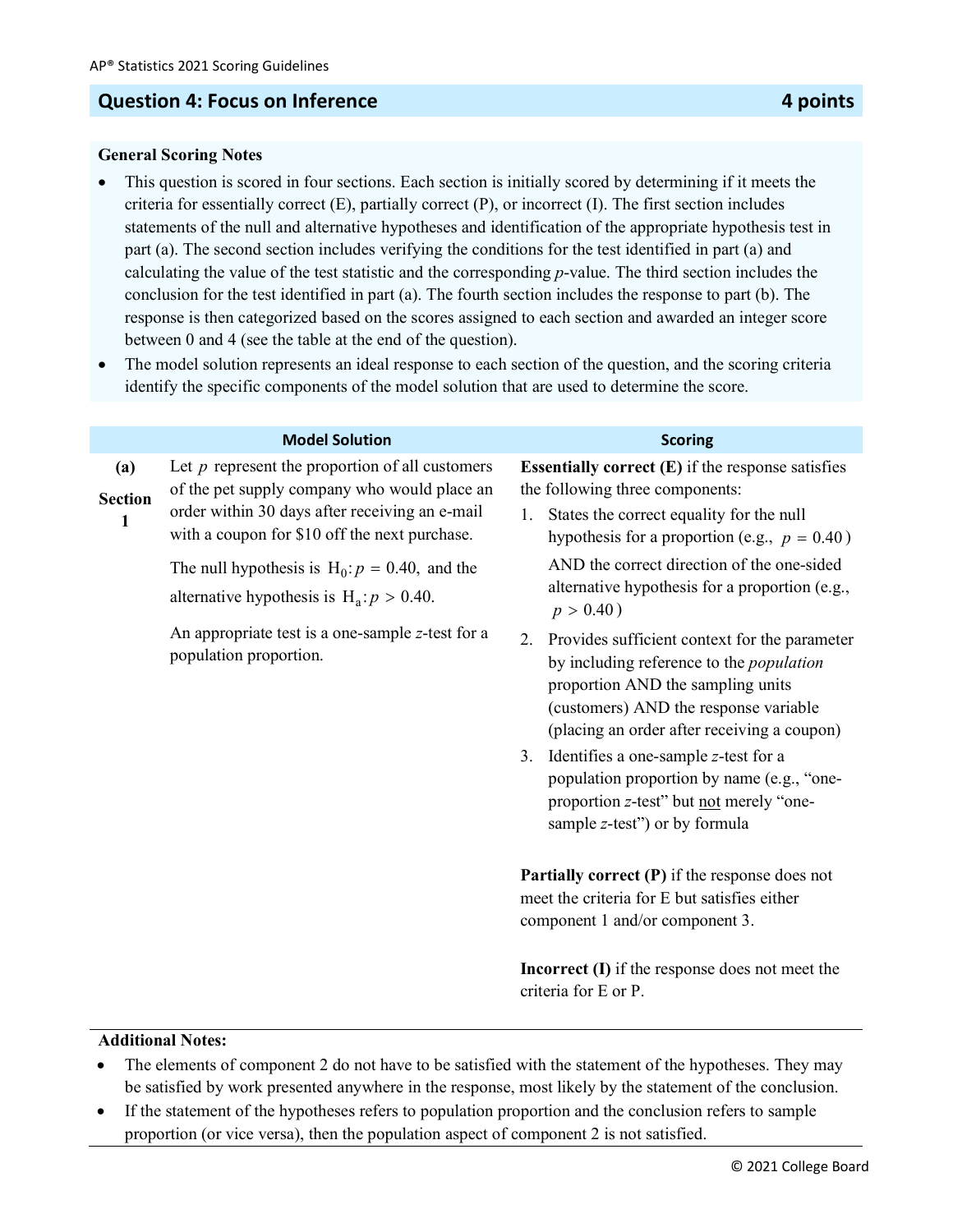## Question 4: Focus on Inference — 4 points

**General Scoring Notes**

- This question is scored in four sections. Each section is initially scored by determining if it meets the criteria for essentially correct (E), partially correct (P), or incorrect (I). The first section includes statements of the null and alternative hypotheses and identification of the appropriate hypothesis test in part (a). The second section includes verifying the conditions for the test identified in part (a) and calculating the value of the test statistic and the corresponding *p*-value. The third section includes the conclusion for the test identified in part (a). The fourth section includes the response to part (b). The response is then categorized based on the scores assigned to each section and awarded an integer score between 0 and 4 (see the table at the end of the question).
- The model solution represents an ideal response to each section of the question, and the scoring criteria identify the specific components of the model solution that are used to determine the score.

| | Model Solution | Scoring |
|---|---|---|
| **(a)** **Section 1** | Let $p$ represent the proportion of all customers of the pet supply company who would place an order within 30 days after receiving an e-mail with a coupon for $10 off the next purchase.<br><br>The null hypothesis is $H_0: p = 0.40$, and the alternative hypothesis is $H_a: p > 0.40$.<br><br>An appropriate test is a one-sample *z*-test for a population proportion. | **Essentially correct (E)** if the response satisfies the following three components:<br>1. States the correct equality for the null hypothesis for a proportion (e.g., $p = 0.40$) AND the correct direction of the one-sided alternative hypothesis for a proportion (e.g., $p > 0.40$)<br>2. Provides sufficient context for the parameter by including reference to the *population* proportion AND the sampling units (customers) AND the response variable (placing an order after receiving a coupon)<br>3. Identifies a one-sample *z*-test for a population proportion by name (e.g., "one-proportion *z*-test" but not merely "one-sample *z*-test") or by formula<br><br>**Partially correct (P)** if the response does not meet the criteria for E but satisfies either component 1 and/or component 3.<br><br>**Incorrect (I)** if the response does not meet the criteria for E or P. |

**Additional Notes:**

- The elements of component 2 do not have to be satisfied with the statement of the hypotheses. They may be satisfied by work presented anywhere in the response, most likely by the statement of the conclusion.
- If the statement of the hypotheses refers to population proportion and the conclusion refers to sample proportion (or vice versa), then the population aspect of component 2 is not satisfied.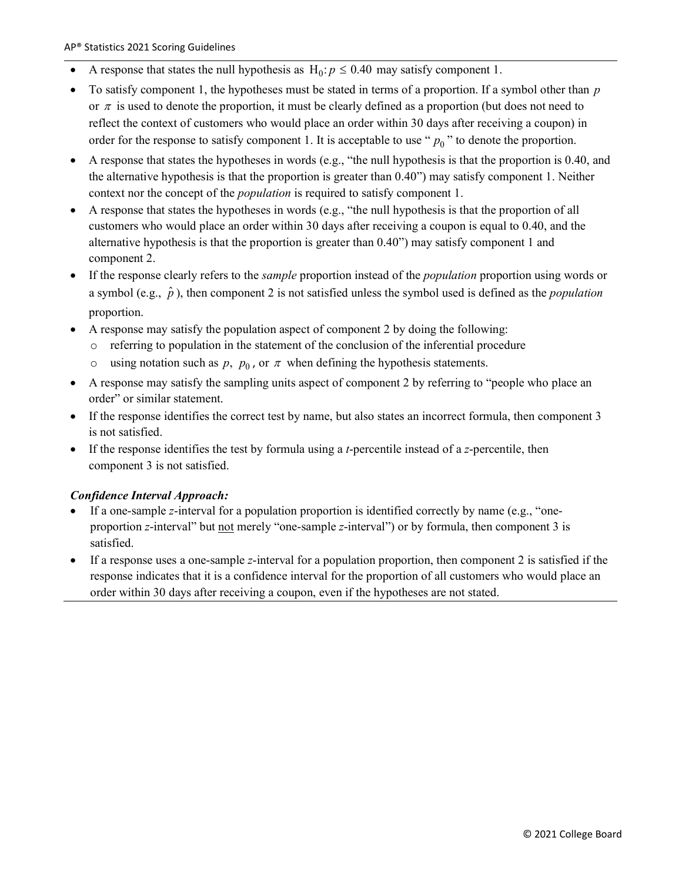- A response that states the null hypothesis as $H_0: p \leq 0.40$ may satisfy component 1.
- To satisfy component 1, the hypotheses must be stated in terms of a proportion. If a symbol other than $p$ or $\pi$ is used to denote the proportion, it must be clearly defined as a proportion (but does not need to reflect the context of customers who would place an order within 30 days after receiving a coupon) in order for the response to satisfy component 1. It is acceptable to use "$p_0$" to denote the proportion.
- A response that states the hypotheses in words (e.g., "the null hypothesis is that the proportion is 0.40, and the alternative hypothesis is that the proportion is greater than 0.40") may satisfy component 1. Neither context nor the concept of the *population* is required to satisfy component 1.
- A response that states the hypotheses in words (e.g., "the null hypothesis is that the proportion of all customers who would place an order within 30 days after receiving a coupon is equal to 0.40, and the alternative hypothesis is that the proportion is greater than 0.40") may satisfy component 1 and component 2.
- If the response clearly refers to the *sample* proportion instead of the *population* proportion using words or a symbol (e.g., $\hat{p}$), then component 2 is not satisfied unless the symbol used is defined as the *population* proportion.
- A response may satisfy the population aspect of component 2 by doing the following:
  - referring to population in the statement of the conclusion of the inferential procedure
  - using notation such as $p$, $p_0$, or $\pi$ when defining the hypothesis statements.
- A response may satisfy the sampling units aspect of component 2 by referring to "people who place an order" or similar statement.
- If the response identifies the correct test by name, but also states an incorrect formula, then component 3 is not satisfied.
- If the response identifies the test by formula using a $t$-percentile instead of a $z$-percentile, then component 3 is not satisfied.

***Confidence Interval Approach:***

- If a one-sample $z$-interval for a population proportion is identified correctly by name (e.g., "one-proportion $z$-interval" but not merely "one-sample $z$-interval") or by formula, then component 3 is satisfied.
- If a response uses a one-sample $z$-interval for a population proportion, then component 2 is satisfied if the response indicates that it is a confidence interval for the proportion of all customers who would place an order within 30 days after receiving a coupon, even if the hypotheses are not stated.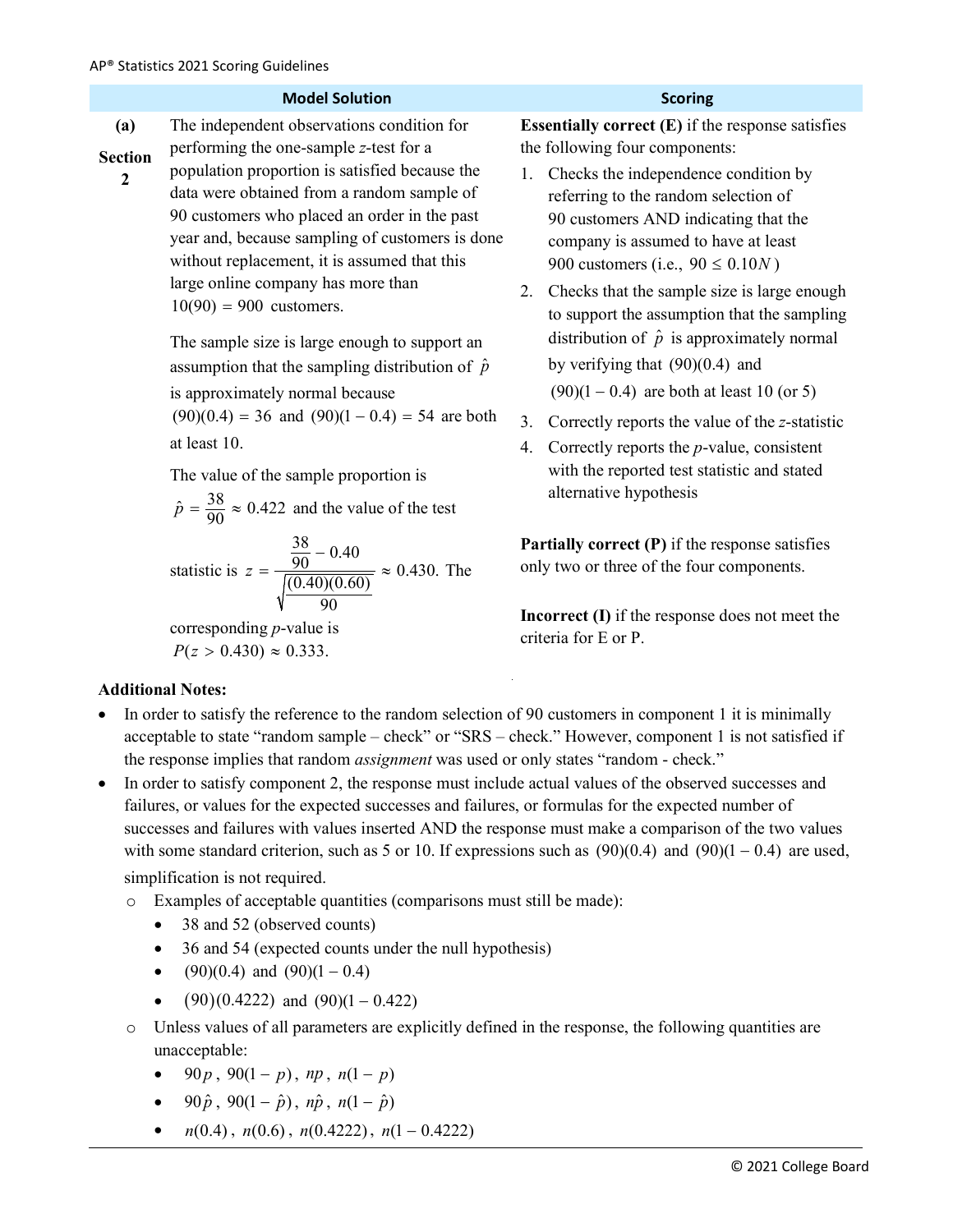| | Model Solution | Scoring |
|---|---|---|
| **(a)** **Section 2** | The independent observations condition for performing the one-sample $z$-test for a population proportion is satisfied because the data were obtained from a random sample of 90 customers who placed an order in the past year and, because sampling of customers is done without replacement, it is assumed that this large online company has more than $10(90) = 900$ customers.<br><br>The sample size is large enough to support an assumption that the sampling distribution of $\hat{p}$ is approximately normal because $(90)(0.4) = 36$ and $(90)(1 - 0.4) = 54$ are both at least 10.<br><br>The value of the sample proportion is $\hat{p} = \frac{38}{90} \approx 0.422$ and the value of the test statistic is $z = \frac{\frac{38}{90} - 0.40}{\sqrt{\frac{(0.40)(0.60)}{90}}} \approx 0.430$. The corresponding $p$-value is $P(z > 0.430) \approx 0.333$. | **Essentially correct (E)** if the response satisfies the following four components:<br>1. Checks the independence condition by referring to the random selection of 90 customers AND indicating that the company is assumed to have at least 900 customers (i.e., $90 \leq 0.10N$)<br>2. Checks that the sample size is large enough to support the assumption that the sampling distribution of $\hat{p}$ is approximately normal by verifying that $(90)(0.4)$ and $(90)(1 - 0.4)$ are both at least 10 (or 5)<br>3. Correctly reports the value of the $z$-statistic<br>4. Correctly reports the $p$-value, consistent with the reported test statistic and stated alternative hypothesis<br><br>**Partially correct (P)** if the response satisfies only two or three of the four components.<br><br>**Incorrect (I)** if the response does not meet the criteria for E or P. |

**Additional Notes:**

- In order to satisfy the reference to the random selection of 90 customers in component 1 it is minimally acceptable to state "random sample – check" or "SRS – check." However, component 1 is not satisfied if the response implies that random *assignment* was used or only states "random - check."
- In order to satisfy component 2, the response must include actual values of the observed successes and failures, or values for the expected successes and failures, or formulas for the expected number of successes and failures with values inserted AND the response must make a comparison of the two values with some standard criterion, such as 5 or 10. If expressions such as $(90)(0.4)$ and $(90)(1 - 0.4)$ are used, simplification is not required.
  - Examples of acceptable quantities (comparisons must still be made):
    - 38 and 52 (observed counts)
    - 36 and 54 (expected counts under the null hypothesis)
    - $(90)(0.4)$ and $(90)(1 - 0.4)$
    - $(90)(0.4222)$ and $(90)(1 - 0.422)$
  - Unless values of all parameters are explicitly defined in the response, the following quantities are unacceptable:
    - $90p$, $90(1 - p)$, $np$, $n(1 - p)$
    - $90\hat{p}$, $90(1 - \hat{p})$, $n\hat{p}$, $n(1 - \hat{p})$
    - $n(0.4)$, $n(0.6)$, $n(0.4222)$, $n(1 - 0.4222)$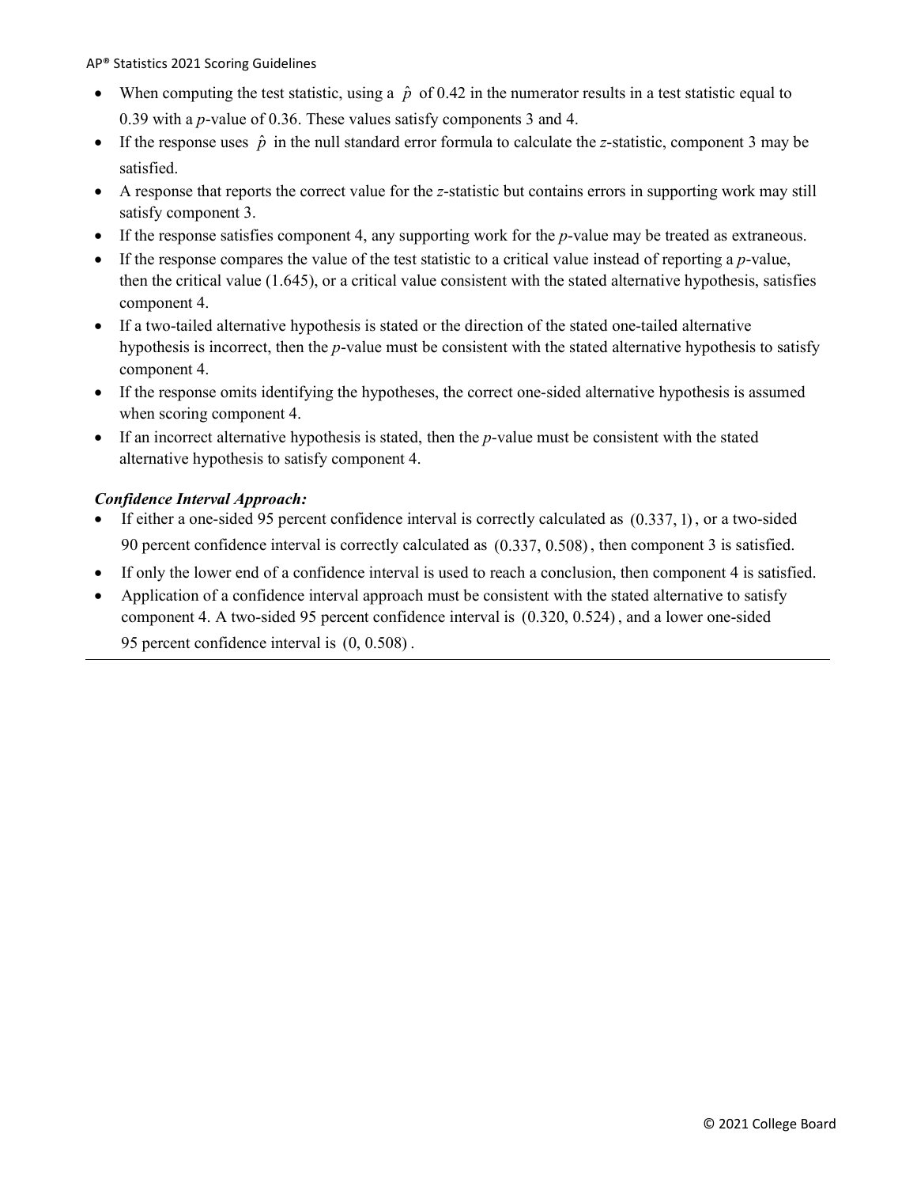- When computing the test statistic, using a $\hat{p}$ of 0.42 in the numerator results in a test statistic equal to 0.39 with a $p$-value of 0.36. These values satisfy components 3 and 4.
- If the response uses $\hat{p}$ in the null standard error formula to calculate the $z$-statistic, component 3 may be satisfied.
- A response that reports the correct value for the $z$-statistic but contains errors in supporting work may still satisfy component 3.
- If the response satisfies component 4, any supporting work for the $p$-value may be treated as extraneous.
- If the response compares the value of the test statistic to a critical value instead of reporting a $p$-value, then the critical value (1.645), or a critical value consistent with the stated alternative hypothesis, satisfies component 4.
- If a two-tailed alternative hypothesis is stated or the direction of the stated one-tailed alternative hypothesis is incorrect, then the $p$-value must be consistent with the stated alternative hypothesis to satisfy component 4.
- If the response omits identifying the hypotheses, the correct one-sided alternative hypothesis is assumed when scoring component 4.
- If an incorrect alternative hypothesis is stated, then the $p$-value must be consistent with the stated alternative hypothesis to satisfy component 4.

***Confidence Interval Approach:***

- If either a one-sided 95 percent confidence interval is correctly calculated as $(0.337, 1)$, or a two-sided 90 percent confidence interval is correctly calculated as $(0.337, 0.508)$, then component 3 is satisfied.
- If only the lower end of a confidence interval is used to reach a conclusion, then component 4 is satisfied.
- Application of a confidence interval approach must be consistent with the stated alternative to satisfy component 4. A two-sided 95 percent confidence interval is $(0.320, 0.524)$, and a lower one-sided 95 percent confidence interval is $(0, 0.508)$.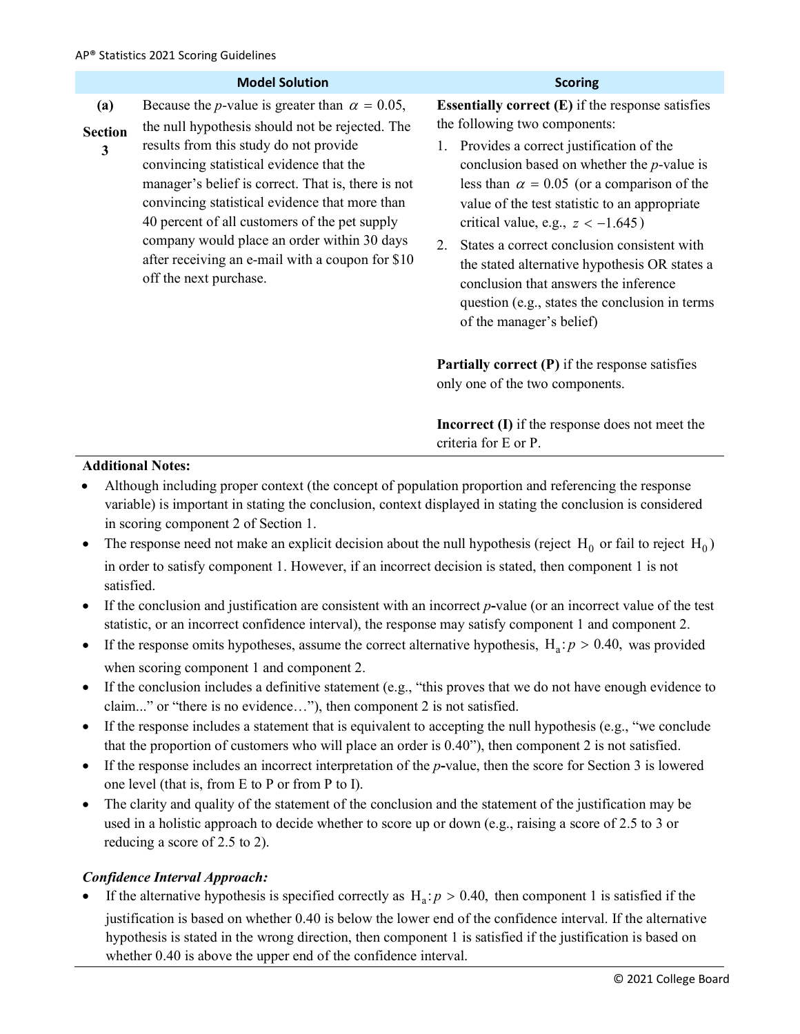| | Model Solution | Scoring |
|---|---|---|
| **(a)** **Section 3** | Because the *p*-value is greater than $\alpha = 0.05$, the null hypothesis should not be rejected. The results from this study do not provide convincing statistical evidence that the manager's belief is correct. That is, there is not convincing statistical evidence that more than 40 percent of all customers of the pet supply company would place an order within 30 days after receiving an e-mail with a coupon for $10 off the next purchase. | **Essentially correct (E)** if the response satisfies the following two components:<br>1. Provides a correct justification of the conclusion based on whether the *p*-value is less than $\alpha = 0.05$ (or a comparison of the value of the test statistic to an appropriate critical value, e.g., $z < -1.645$)<br>2. States a correct conclusion consistent with the stated alternative hypothesis OR states a conclusion that answers the inference question (e.g., states the conclusion in terms of the manager's belief)<br><br>**Partially correct (P)** if the response satisfies only one of the two components.<br><br>**Incorrect (I)** if the response does not meet the criteria for E or P. |

**Additional Notes:**

- Although including proper context (the concept of population proportion and referencing the response variable) is important in stating the conclusion, context displayed in stating the conclusion is considered in scoring component 2 of Section 1.
- The response need not make an explicit decision about the null hypothesis (reject $H_0$ or fail to reject $H_0$) in order to satisfy component 1. However, if an incorrect decision is stated, then component 1 is not satisfied.
- If the conclusion and justification are consistent with an incorrect *p*-value (or an incorrect value of the test statistic, or an incorrect confidence interval), the response may satisfy component 1 and component 2.
- If the response omits hypotheses, assume the correct alternative hypothesis, $H_a: p > 0.40$, was provided when scoring component 1 and component 2.
- If the conclusion includes a definitive statement (e.g., "this proves that we do not have enough evidence to claim..." or "there is no evidence…"), then component 2 is not satisfied.
- If the response includes a statement that is equivalent to accepting the null hypothesis (e.g., "we conclude that the proportion of customers who will place an order is 0.40"), then component 2 is not satisfied.
- If the response includes an incorrect interpretation of the *p*-value, then the score for Section 3 is lowered one level (that is, from E to P or from P to I).
- The clarity and quality of the statement of the conclusion and the statement of the justification may be used in a holistic approach to decide whether to score up or down (e.g., raising a score of 2.5 to 3 or reducing a score of 2.5 to 2).

***Confidence Interval Approach:***

- If the alternative hypothesis is specified correctly as $H_a: p > 0.40$, then component 1 is satisfied if the justification is based on whether 0.40 is below the lower end of the confidence interval. If the alternative hypothesis is stated in the wrong direction, then component 1 is satisfied if the justification is based on whether 0.40 is above the upper end of the confidence interval.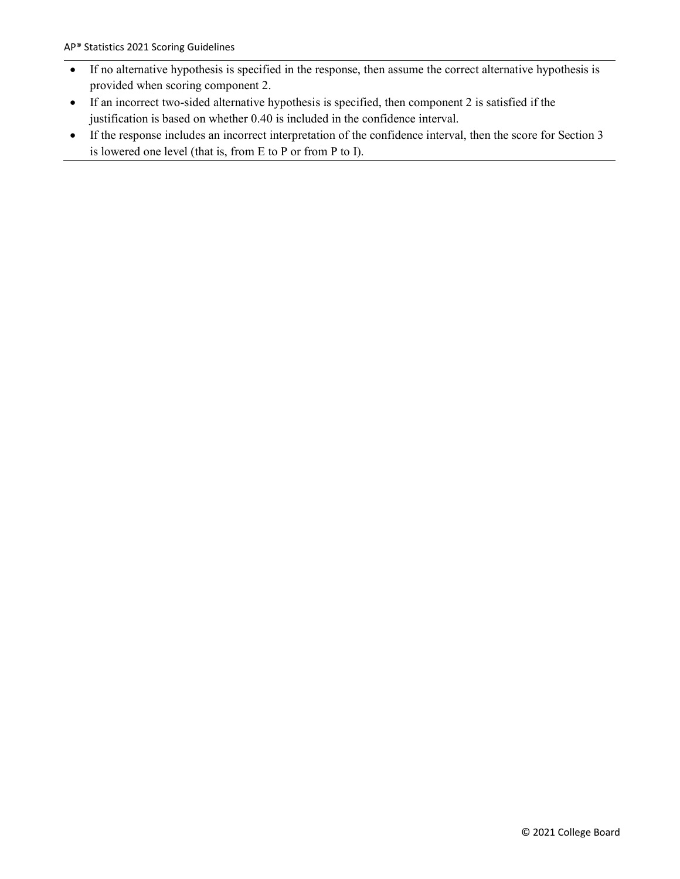- If no alternative hypothesis is specified in the response, then assume the correct alternative hypothesis is provided when scoring component 2.
- If an incorrect two-sided alternative hypothesis is specified, then component 2 is satisfied if the justification is based on whether 0.40 is included in the confidence interval.
- If the response includes an incorrect interpretation of the confidence interval, then the score for Section 3 is lowered one level (that is, from E to P or from P to I).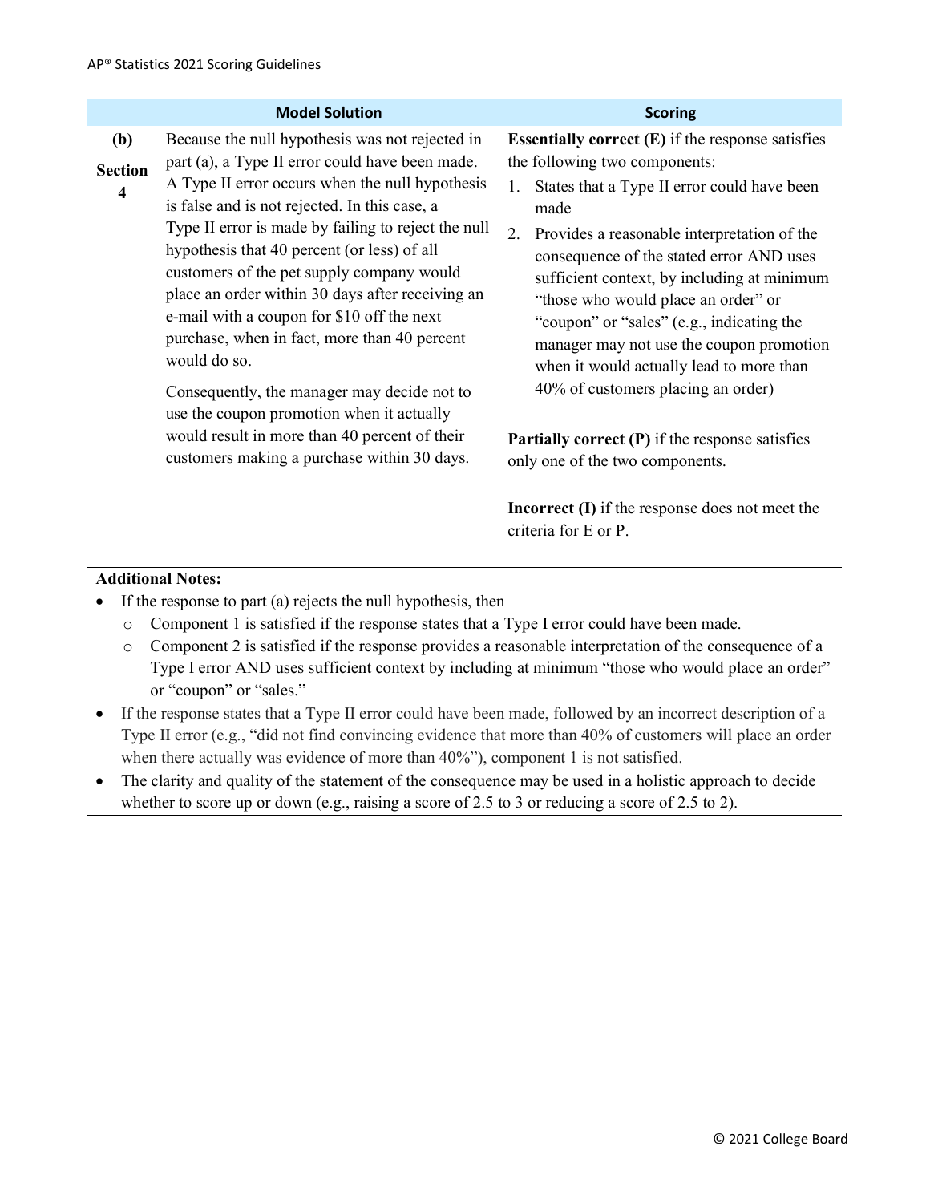| | Model Solution | Scoring |
|---|---|---|
| **(b)** **Section 4** | Because the null hypothesis was not rejected in part (a), a Type II error could have been made. A Type II error occurs when the null hypothesis is false and is not rejected. In this case, a Type II error is made by failing to reject the null hypothesis that 40 percent (or less) of all customers of the pet supply company would place an order within 30 days after receiving an e-mail with a coupon for $10 off the next purchase, when in fact, more than 40 percent would do so.<br><br>Consequently, the manager may decide not to use the coupon promotion when it actually would result in more than 40 percent of their customers making a purchase within 30 days. | **Essentially correct (E)** if the response satisfies the following two components:<br>1. States that a Type II error could have been made<br>2. Provides a reasonable interpretation of the consequence of the stated error AND uses sufficient context, by including at minimum "those who would place an order" or "coupon" or "sales" (e.g., indicating the manager may not use the coupon promotion when it would actually lead to more than 40% of customers placing an order)<br><br>**Partially correct (P)** if the response satisfies only one of the two components.<br><br>**Incorrect (I)** if the response does not meet the criteria for E or P. |

**Additional Notes:**

- If the response to part (a) rejects the null hypothesis, then
  - Component 1 is satisfied if the response states that a Type I error could have been made.
  - Component 2 is satisfied if the response provides a reasonable interpretation of the consequence of a Type I error AND uses sufficient context by including at minimum "those who would place an order" or "coupon" or "sales."
- If the response states that a Type II error could have been made, followed by an incorrect description of a Type II error (e.g., "did not find convincing evidence that more than 40% of customers will place an order when there actually was evidence of more than 40%"), component 1 is not satisfied.
- The clarity and quality of the statement of the consequence may be used in a holistic approach to decide whether to score up or down (e.g., raising a score of 2.5 to 3 or reducing a score of 2.5 to 2).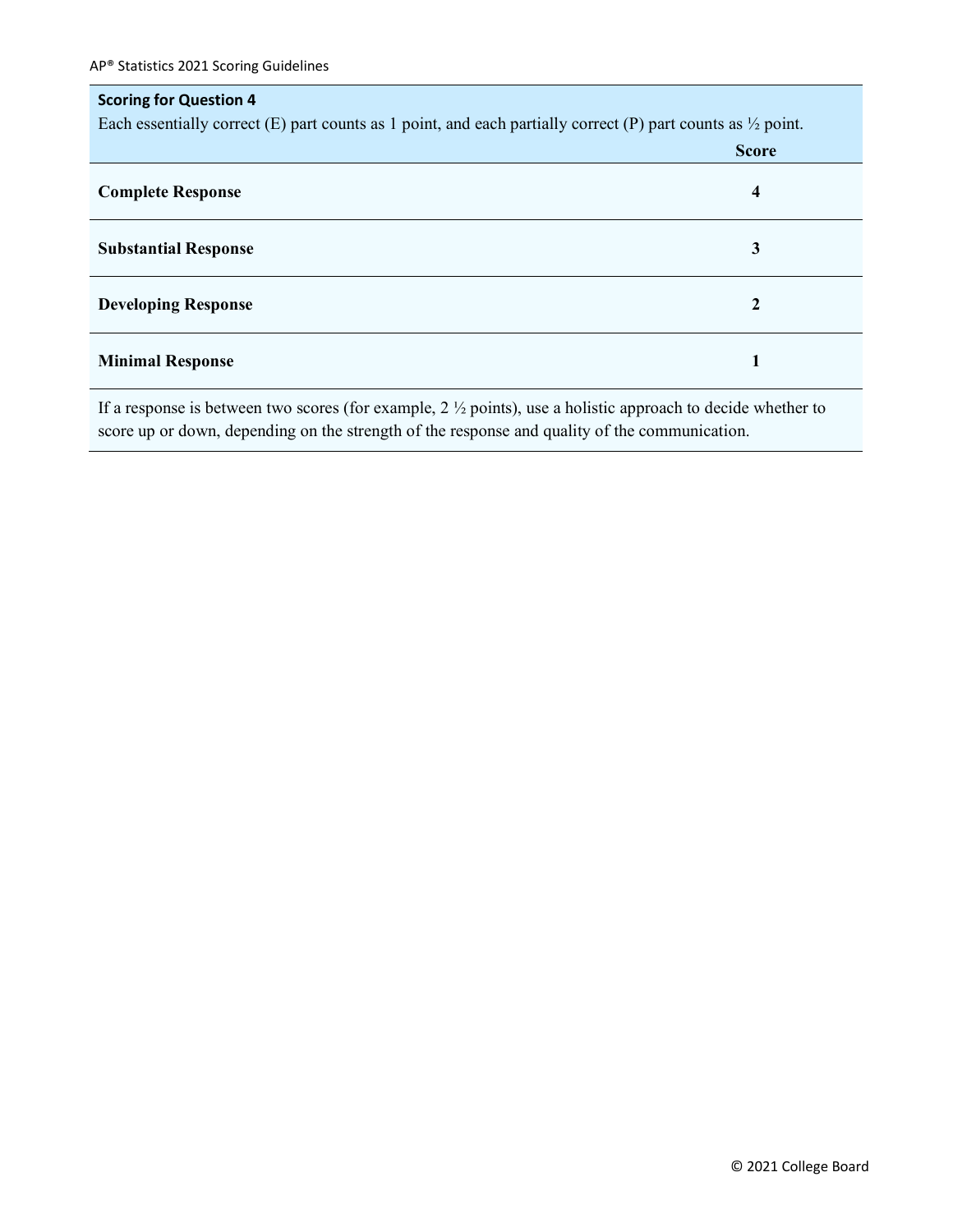**Scoring for Question 4**

Each essentially correct (E) part counts as 1 point, and each partially correct (P) part counts as ½ point.

| | Score |
|---|---|
| **Complete Response** | **4** |
| **Substantial Response** | **3** |
| **Developing Response** | **2** |
| **Minimal Response** | **1** |

If a response is between two scores (for example, 2 ½ points), use a holistic approach to decide whether to score up or down, depending on the strength of the response and quality of the communication.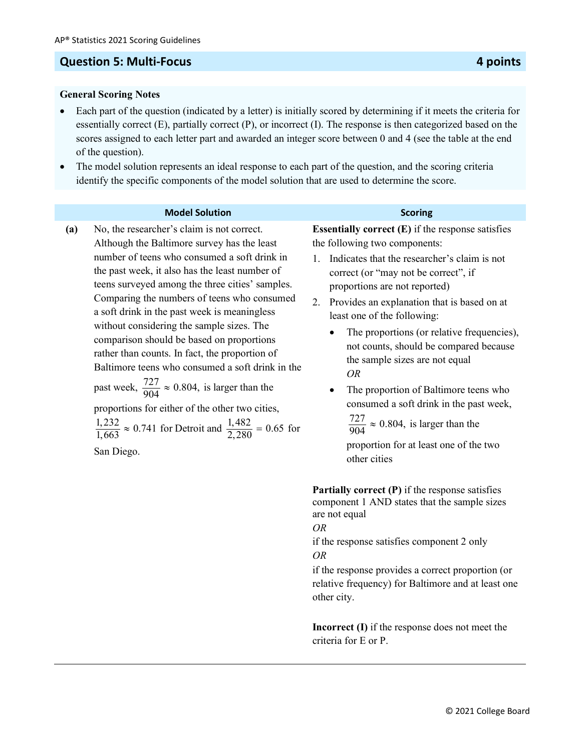## Question 5: Multi-Focus — 4 points

**General Scoring Notes**

- Each part of the question (indicated by a letter) is initially scored by determining if it meets the criteria for essentially correct (E), partially correct (P), or incorrect (I). The response is then categorized based on the scores assigned to each letter part and awarded an integer score between 0 and 4 (see the table at the end of the question).
- The model solution represents an ideal response to each part of the question, and the scoring criteria identify the specific components of the model solution that are used to determine the score.

| | Model Solution | Scoring |
|---|---|---|
| **(a)** | No, the researcher's claim is not correct. Although the Baltimore survey has the least number of teens who consumed a soft drink in the past week, it also has the least number of teens surveyed among the three cities' samples. Comparing the numbers of teens who consumed a soft drink in the past week is meaningless without considering the sample sizes. The comparison should be based on proportions rather than counts. In fact, the proportion of Baltimore teens who consumed a soft drink in the past week, $\frac{727}{904} \approx 0.804$, is larger than the proportions for either of the other two cities, $\frac{1,232}{1,663} \approx 0.741$ for Detroit and $\frac{1,482}{2,280} = 0.65$ for San Diego. | **Essentially correct (E)** if the response satisfies the following two components:<br>1. Indicates that the researcher's claim is not correct (or "may not be correct", if proportions are not reported)<br>2. Provides an explanation that is based on at least one of the following:<br>• The proportions (or relative frequencies), not counts, should be compared because the sample sizes are not equal<br>*OR*<br>• The proportion of Baltimore teens who consumed a soft drink in the past week, $\frac{727}{904} \approx 0.804$, is larger than the proportion for at least one of the two other cities<br><br>**Partially correct (P)** if the response satisfies component 1 AND states that the sample sizes are not equal<br>*OR*<br>if the response satisfies component 2 only<br>*OR*<br>if the response provides a correct proportion (or relative frequency) for Baltimore and at least one other city.<br><br>**Incorrect (I)** if the response does not meet the criteria for E or P. |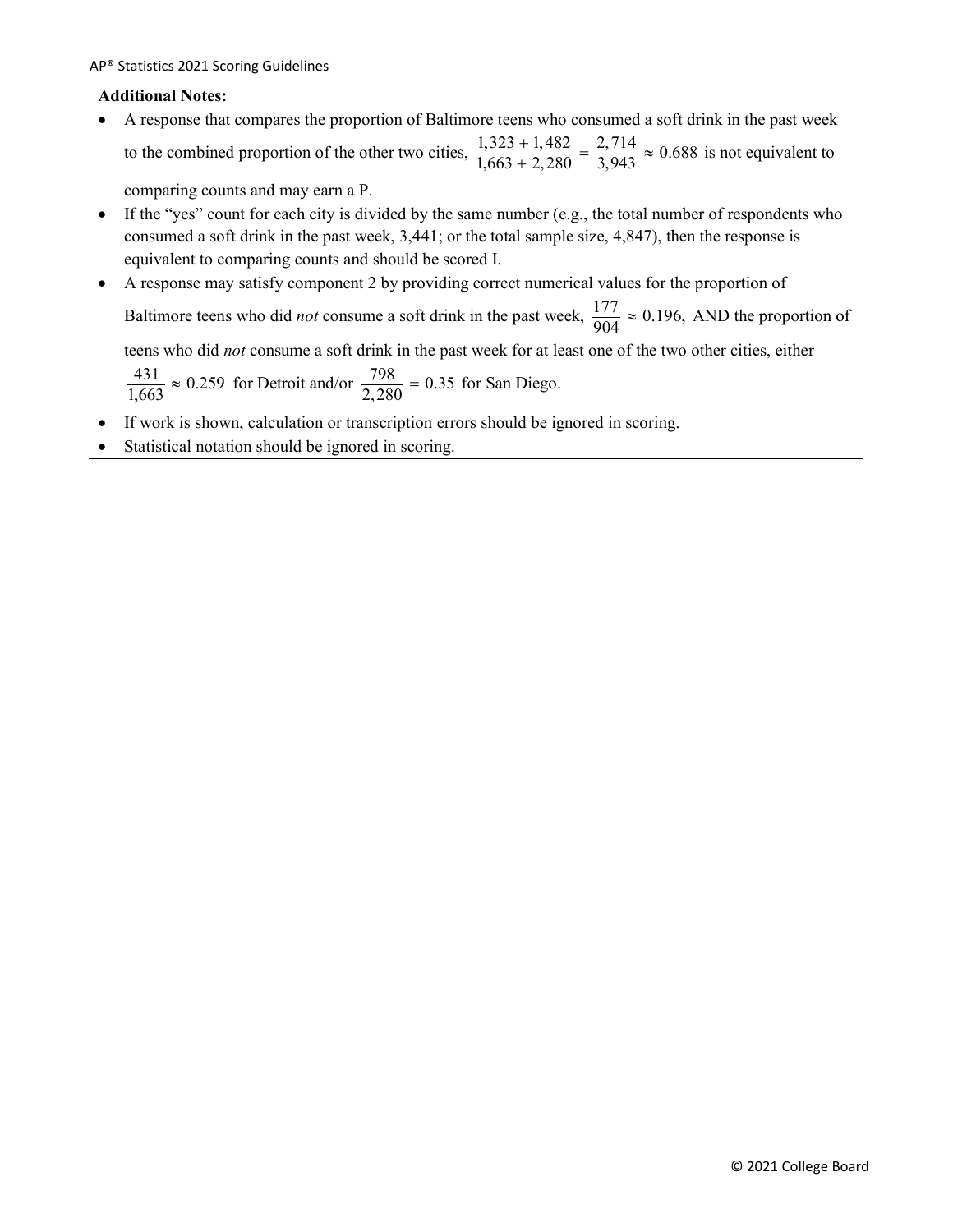**Additional Notes:**

- A response that compares the proportion of Baltimore teens who consumed a soft drink in the past week to the combined proportion of the other two cities, $\frac{1,323 + 1,482}{1,663 + 2,280} = \frac{2,714}{3,943} \approx 0.688$ is not equivalent to comparing counts and may earn a P.
- If the "yes" count for each city is divided by the same number (e.g., the total number of respondents who consumed a soft drink in the past week, 3,441; or the total sample size, 4,847), then the response is equivalent to comparing counts and should be scored I.
- A response may satisfy component 2 by providing correct numerical values for the proportion of Baltimore teens who did *not* consume a soft drink in the past week, $\frac{177}{904} \approx 0.196,$ AND the proportion of teens who did *not* consume a soft drink in the past week for at least one of the two other cities, either $\frac{431}{1,663} \approx 0.259$ for Detroit and/or $\frac{798}{2,280} = 0.35$ for San Diego.
- If work is shown, calculation or transcription errors should be ignored in scoring.
- Statistical notation should be ignored in scoring.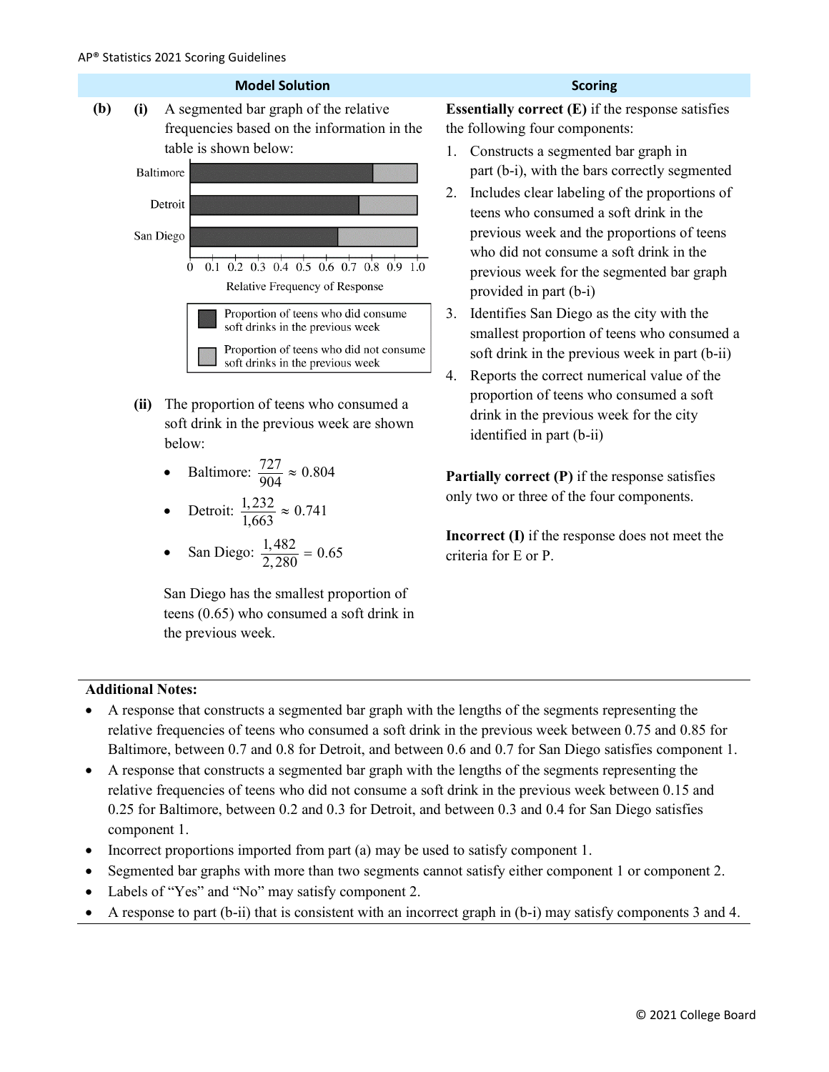| Model Solution | Scoring |
|---|---|
| **(b)** **(i)** A segmented bar graph of the relative frequencies based on the information in the table is shown below: | **Essentially correct (E)** if the response satisfies the following four components: |

Baltimore, Detroit, San Diego

0 0.1 0.2 0.3 0.4 0.5 0.6 0.7 0.8 0.9 1.0

Relative Frequency of Response

Proportion of teens who did consume soft drinks in the previous week

Proportion of teens who did not consume soft drinks in the previous week

**(ii)** The proportion of teens who consumed a soft drink in the previous week are shown below:

- Baltimore: $\frac{727}{904} \approx 0.804$
- Detroit: $\frac{1,232}{1,663} \approx 0.741$
- San Diego: $\frac{1,482}{2,280} = 0.65$

San Diego has the smallest proportion of teens (0.65) who consumed a soft drink in the previous week.

**Essentially correct (E)** if the response satisfies the following four components:

1. Constructs a segmented bar graph in part (b-i), with the bars correctly segmented
2. Includes clear labeling of the proportions of teens who consumed a soft drink in the previous week and the proportions of teens who did not consume a soft drink in the previous week for the segmented bar graph provided in part (b-i)
3. Identifies San Diego as the city with the smallest proportion of teens who consumed a soft drink in the previous week in part (b-ii)
4. Reports the correct numerical value of the proportion of teens who consumed a soft drink in the previous week for the city identified in part (b-ii)

**Partially correct (P)** if the response satisfies only two or three of the four components.

**Incorrect (I)** if the response does not meet the criteria for E or P.

**Additional Notes:**

- A response that constructs a segmented bar graph with the lengths of the segments representing the relative frequencies of teens who consumed a soft drink in the previous week between 0.75 and 0.85 for Baltimore, between 0.7 and 0.8 for Detroit, and between 0.6 and 0.7 for San Diego satisfies component 1.
- A response that constructs a segmented bar graph with the lengths of the segments representing the relative frequencies of teens who did not consume a soft drink in the previous week between 0.15 and 0.25 for Baltimore, between 0.2 and 0.3 for Detroit, and between 0.3 and 0.4 for San Diego satisfies component 1.
- Incorrect proportions imported from part (a) may be used to satisfy component 1.
- Segmented bar graphs with more than two segments cannot satisfy either component 1 or component 2.
- Labels of "Yes" and "No" may satisfy component 2.
- A response to part (b-ii) that is consistent with an incorrect graph in (b-i) may satisfy components 3 and 4.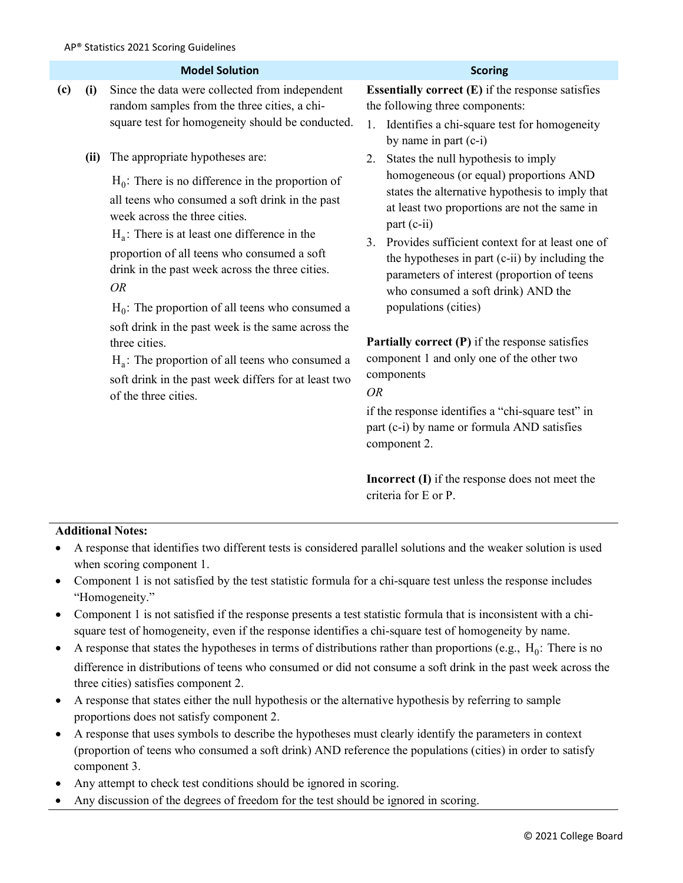| | | Model Solution | Scoring |
|---|---|---|---|
| **(c)** | **(i)** | Since the data were collected from independent random samples from the three cities, a chi-square test for homogeneity should be conducted. | **Essentially correct (E)** if the response satisfies the following three components:<br>1. Identifies a chi-square test for homogeneity by name in part (c-i)<br>2. States the null hypothesis to imply homogeneous (or equal) proportions AND states the alternative hypothesis to imply that at least two proportions are not the same in part (c-ii)<br>3. Provides sufficient context for at least one of the hypotheses in part (c-ii) by including the parameters of interest (proportion of teens who consumed a soft drink) AND the populations (cities)<br><br>**Partially correct (P)** if the response satisfies component 1 and only one of the other two components<br>*OR*<br>if the response identifies a "chi-square test" in part (c-i) by name or formula AND satisfies component 2.<br><br>**Incorrect (I)** if the response does not meet the criteria for E or P. |
| | **(ii)** | The appropriate hypotheses are:<br>$H_0$: There is no difference in the proportion of all teens who consumed a soft drink in the past week across the three cities.<br>$H_a$: There is at least one difference in the proportion of all teens who consumed a soft drink in the past week across the three cities.<br>*OR*<br>$H_0$: The proportion of all teens who consumed a soft drink in the past week is the same across the three cities.<br>$H_a$: The proportion of all teens who consumed a soft drink in the past week differs for at least two of the three cities. | |

**Additional Notes:**

- A response that identifies two different tests is considered parallel solutions and the weaker solution is used when scoring component 1.
- Component 1 is not satisfied by the test statistic formula for a chi-square test unless the response includes "Homogeneity."
- Component 1 is not satisfied if the response presents a test statistic formula that is inconsistent with a chi-square test of homogeneity, even if the response identifies a chi-square test of homogeneity by name.
- A response that states the hypotheses in terms of distributions rather than proportions (e.g., $H_0$: There is no difference in distributions of teens who consumed or did not consume a soft drink in the past week across the three cities) satisfies component 2.
- A response that states either the null hypothesis or the alternative hypothesis by referring to sample proportions does not satisfy component 2.
- A response that uses symbols to describe the hypotheses must clearly identify the parameters in context (proportion of teens who consumed a soft drink) AND reference the populations (cities) in order to satisfy component 3.
- Any attempt to check test conditions should be ignored in scoring.
- Any discussion of the degrees of freedom for the test should be ignored in scoring.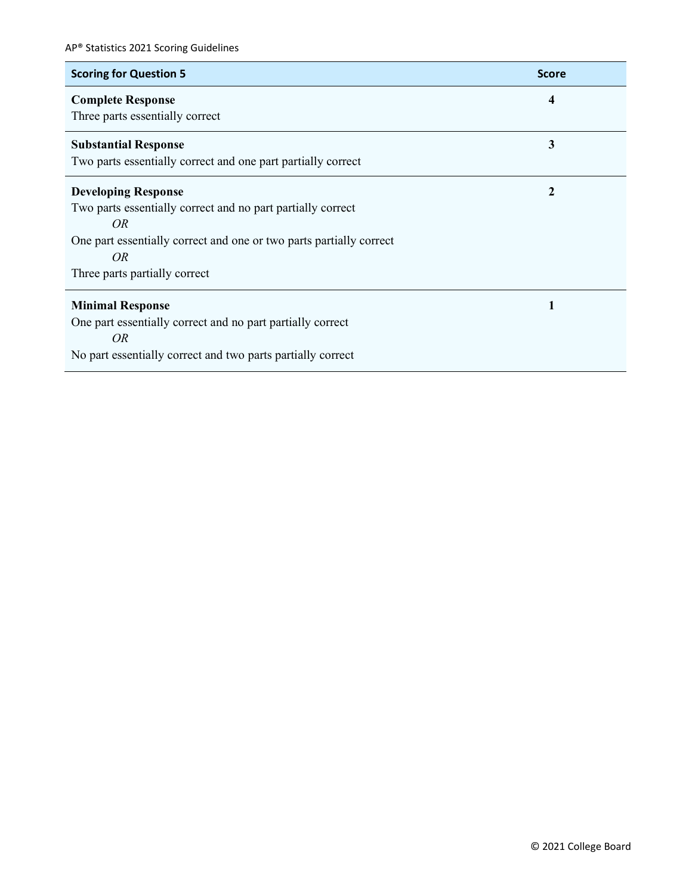| Scoring for Question 5 | Score |
|---|---|
| **Complete Response**<br>Three parts essentially correct | **4** |
| **Substantial Response**<br>Two parts essentially correct and one part partially correct | **3** |
| **Developing Response**<br>Two parts essentially correct and no part partially correct<br>*OR*<br>One part essentially correct and one or two parts partially correct<br>*OR*<br>Three parts partially correct | **2** |
| **Minimal Response**<br>One part essentially correct and no part partially correct<br>*OR*<br>No part essentially correct and two parts partially correct | **1** |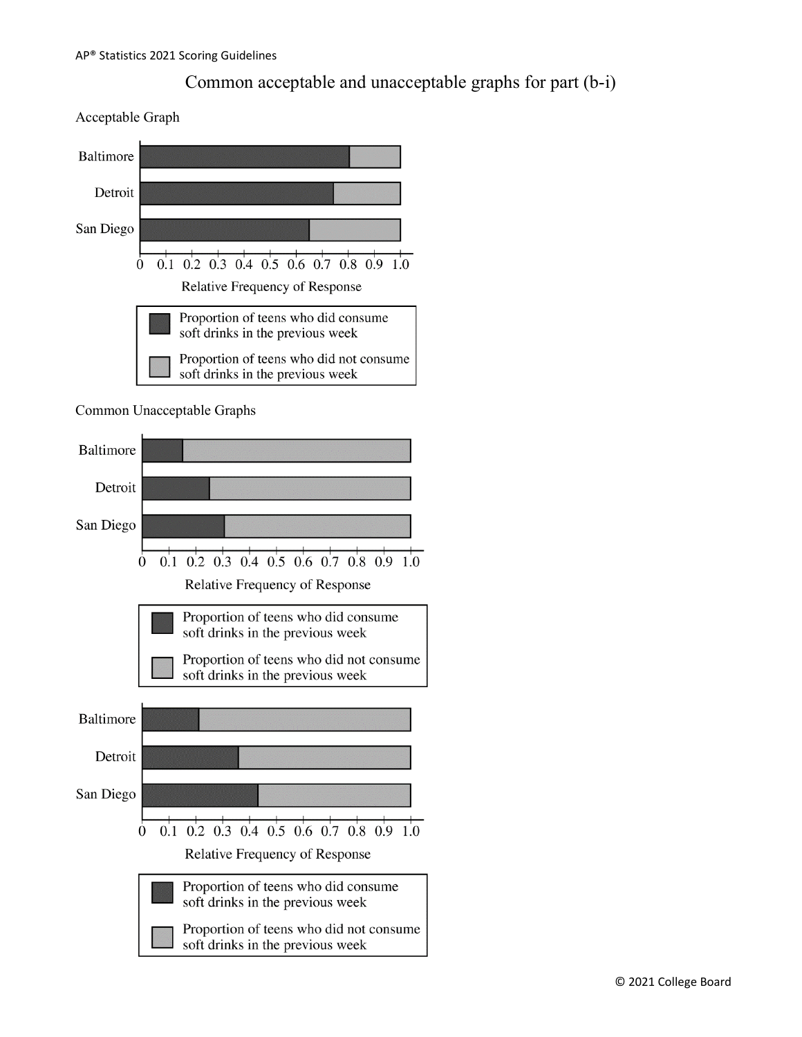## Common acceptable and unacceptable graphs for part (b-i)

Acceptable Graph

Baltimore

Detroit

San Diego

0 0.1 0.2 0.3 0.4 0.5 0.6 0.7 0.8 0.9 1.0

Relative Frequency of Response

- Proportion of teens who did consume soft drinks in the previous week
- Proportion of teens who did not consume soft drinks in the previous week

Common Unacceptable Graphs

Baltimore

Detroit

San Diego

0 0.1 0.2 0.3 0.4 0.5 0.6 0.7 0.8 0.9 1.0

Relative Frequency of Response

- Proportion of teens who did consume soft drinks in the previous week
- Proportion of teens who did not consume soft drinks in the previous week

Baltimore

Detroit

San Diego

0 0.1 0.2 0.3 0.4 0.5 0.6 0.7 0.8 0.9 1.0

Relative Frequency of Response

- Proportion of teens who did consume soft drinks in the previous week
- Proportion of teens who did not consume soft drinks in the previous week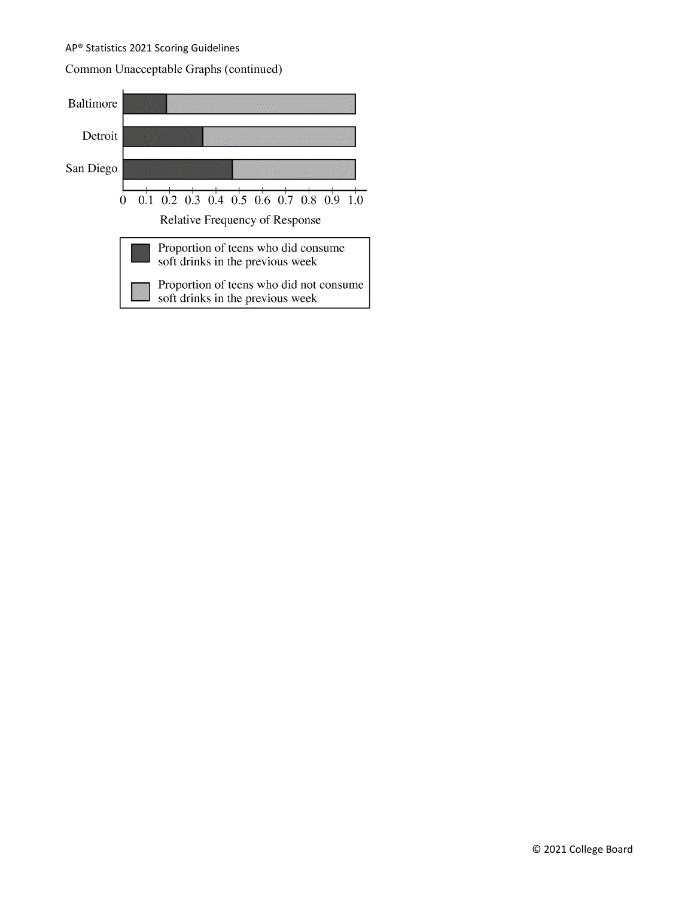Common Unacceptable Graphs (continued)

Baltimore
Detroit
San Diego

0 0.1 0.2 0.3 0.4 0.5 0.6 0.7 0.8 0.9 1.0

Relative Frequency of Response

Proportion of teens who did consume soft drinks in the previous week

Proportion of teens who did not consume soft drinks in the previous week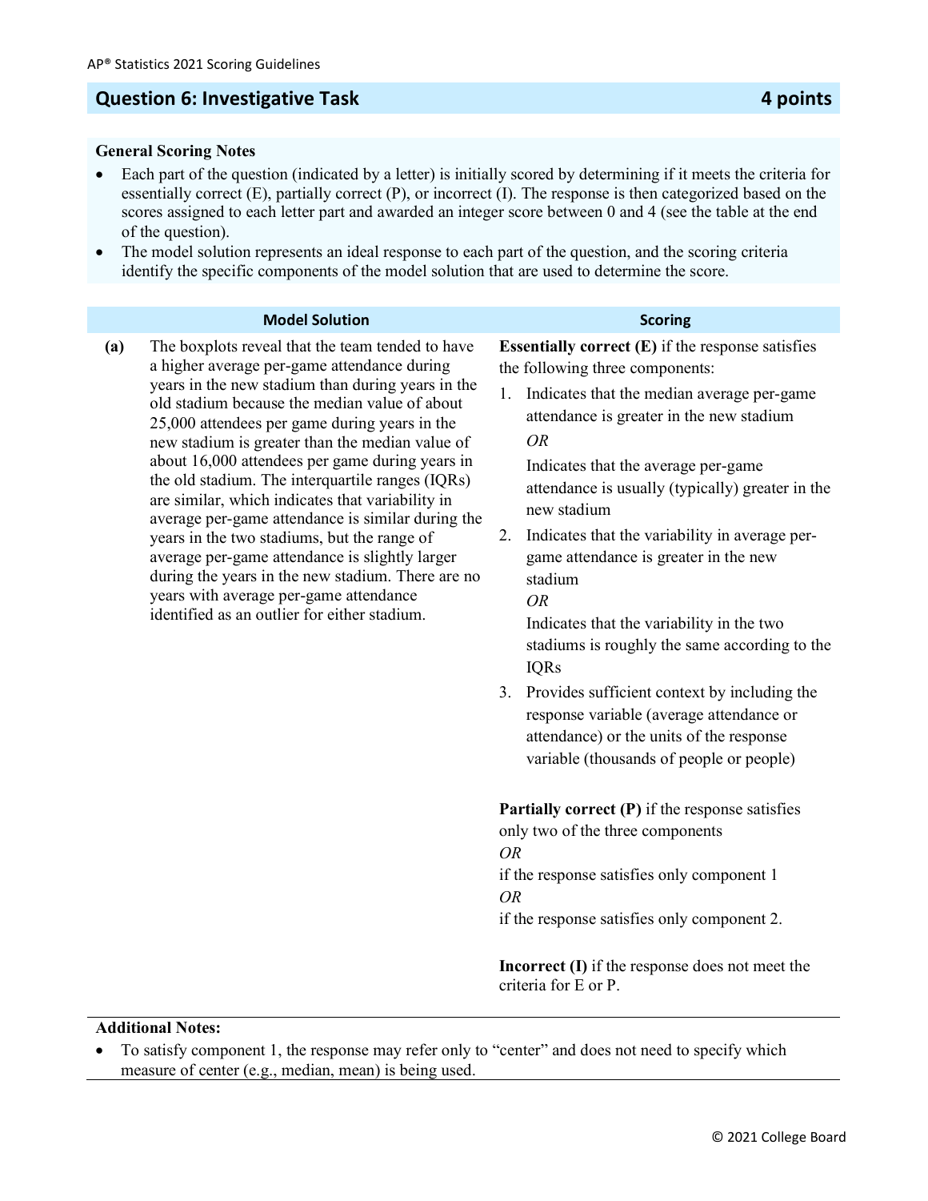## Question 6: Investigative Task — 4 points

**General Scoring Notes**

- Each part of the question (indicated by a letter) is initially scored by determining if it meets the criteria for essentially correct (E), partially correct (P), or incorrect (I). The response is then categorized based on the scores assigned to each letter part and awarded an integer score between 0 and 4 (see the table at the end of the question).
- The model solution represents an ideal response to each part of the question, and the scoring criteria identify the specific components of the model solution that are used to determine the score.

| | Model Solution | Scoring |
|---|---|---|
| **(a)** | The boxplots reveal that the team tended to have a higher average per-game attendance during years in the new stadium than during years in the old stadium because the median value of about 25,000 attendees per game during years in the new stadium is greater than the median value of about 16,000 attendees per game during years in the old stadium. The interquartile ranges (IQRs) are similar, which indicates that variability in average per-game attendance is similar during the years in the two stadiums, but the range of average per-game attendance is slightly larger during the years in the new stadium. There are no years with average per-game attendance identified as an outlier for either stadium. | **Essentially correct (E)** if the response satisfies the following three components:<br>1. Indicates that the median average per-game attendance is greater in the new stadium<br>*OR*<br>Indicates that the average per-game attendance is usually (typically) greater in the new stadium<br>2. Indicates that the variability in average per-game attendance is greater in the new stadium<br>*OR*<br>Indicates that the variability in the two stadiums is roughly the same according to the IQRs<br>3. Provides sufficient context by including the response variable (average attendance or attendance) or the units of the response variable (thousands of people or people)<br><br>**Partially correct (P)** if the response satisfies only two of the three components<br>*OR*<br>if the response satisfies only component 1<br>*OR*<br>if the response satisfies only component 2.<br><br>**Incorrect (I)** if the response does not meet the criteria for E or P. |

**Additional Notes:**

- To satisfy component 1, the response may refer only to "center" and does not need to specify which measure of center (e.g., median, mean) is being used.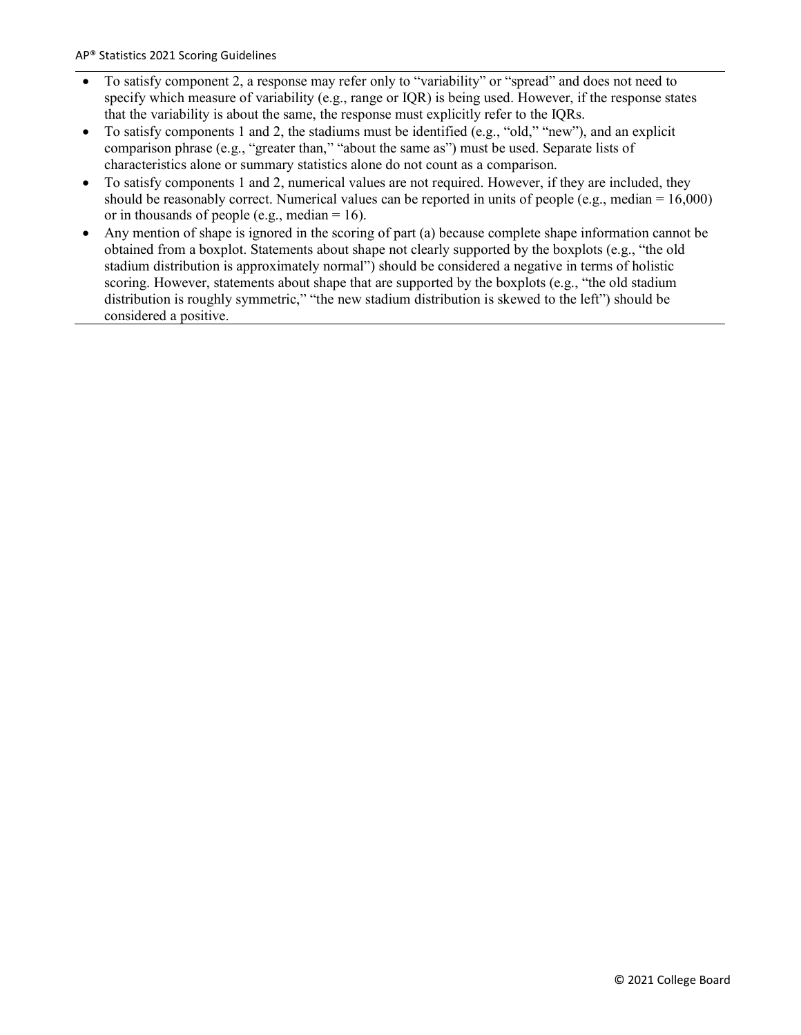- To satisfy component 2, a response may refer only to "variability" or "spread" and does not need to specify which measure of variability (e.g., range or IQR) is being used. However, if the response states that the variability is about the same, the response must explicitly refer to the IQRs.
- To satisfy components 1 and 2, the stadiums must be identified (e.g., "old," "new"), and an explicit comparison phrase (e.g., "greater than," "about the same as") must be used. Separate lists of characteristics alone or summary statistics alone do not count as a comparison.
- To satisfy components 1 and 2, numerical values are not required. However, if they are included, they should be reasonably correct. Numerical values can be reported in units of people (e.g., median = 16,000) or in thousands of people (e.g., median = 16).
- Any mention of shape is ignored in the scoring of part (a) because complete shape information cannot be obtained from a boxplot. Statements about shape not clearly supported by the boxplots (e.g., "the old stadium distribution is approximately normal") should be considered a negative in terms of holistic scoring. However, statements about shape that are supported by the boxplots (e.g., "the old stadium distribution is roughly symmetric," "the new stadium distribution is skewed to the left") should be considered a positive.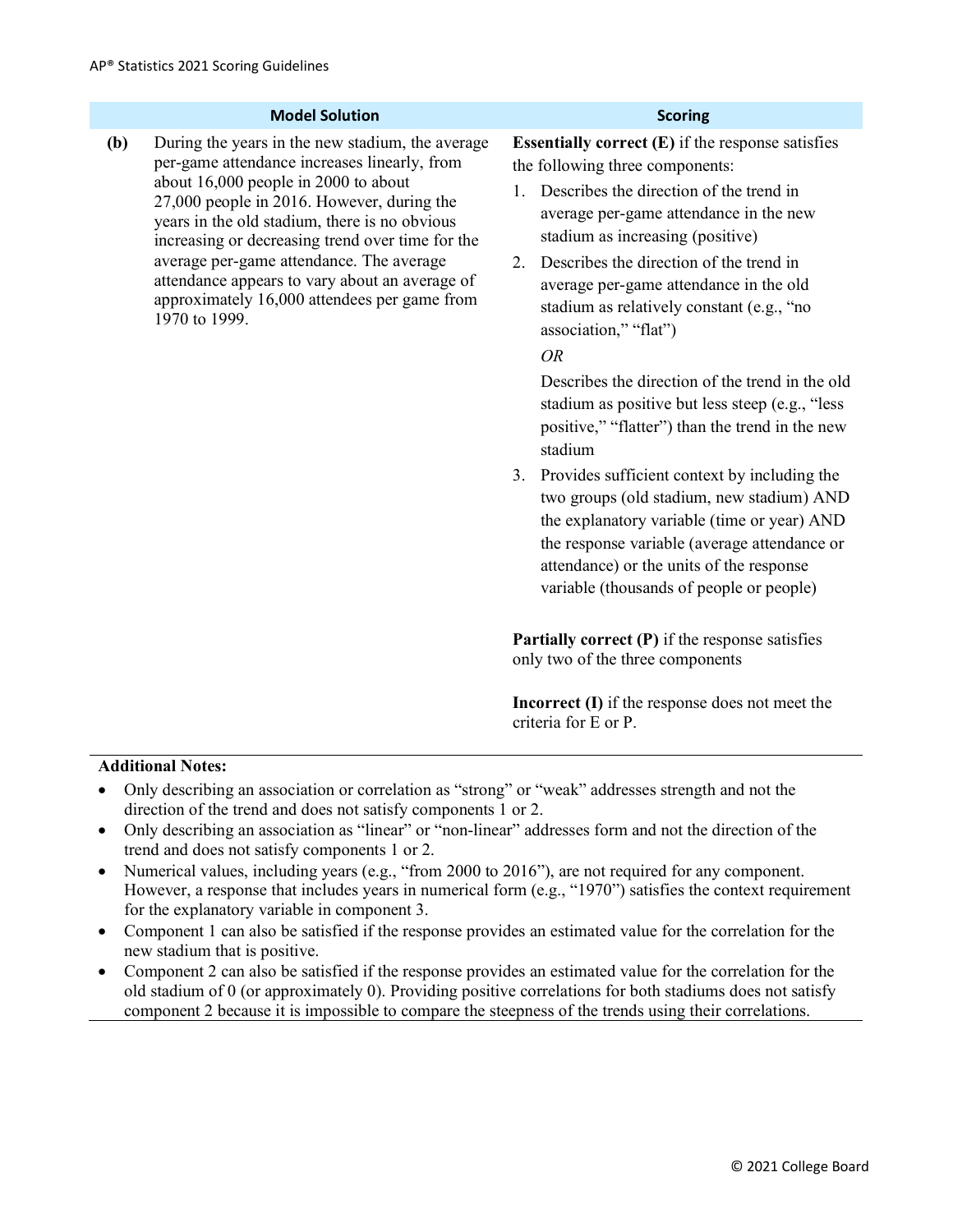| | Model Solution | Scoring |
|---|---|---|
| **(b)** | During the years in the new stadium, the average per-game attendance increases linearly, from about 16,000 people in 2000 to about 27,000 people in 2016. However, during the years in the old stadium, there is no obvious increasing or decreasing trend over time for the average per-game attendance. The average attendance appears to vary about an average of approximately 16,000 attendees per game from 1970 to 1999. | **Essentially correct (E)** if the response satisfies the following three components:<br>1. Describes the direction of the trend in average per-game attendance in the new stadium as increasing (positive)<br>2. Describes the direction of the trend in average per-game attendance in the old stadium as relatively constant (e.g., "no association," "flat")<br>*OR*<br>Describes the direction of the trend in the old stadium as positive but less steep (e.g., "less positive," "flatter") than the trend in the new stadium<br>3. Provides sufficient context by including the two groups (old stadium, new stadium) AND the explanatory variable (time or year) AND the response variable (average attendance or attendance) or the units of the response variable (thousands of people or people)<br><br>**Partially correct (P)** if the response satisfies only two of the three components<br><br>**Incorrect (I)** if the response does not meet the criteria for E or P. |

**Additional Notes:**

- Only describing an association or correlation as "strong" or "weak" addresses strength and not the direction of the trend and does not satisfy components 1 or 2.
- Only describing an association as "linear" or "non-linear" addresses form and not the direction of the trend and does not satisfy components 1 or 2.
- Numerical values, including years (e.g., "from 2000 to 2016"), are not required for any component. However, a response that includes years in numerical form (e.g., "1970") satisfies the context requirement for the explanatory variable in component 3.
- Component 1 can also be satisfied if the response provides an estimated value for the correlation for the new stadium that is positive.
- Component 2 can also be satisfied if the response provides an estimated value for the correlation for the old stadium of 0 (or approximately 0). Providing positive correlations for both stadiums does not satisfy component 2 because it is impossible to compare the steepness of the trends using their correlations.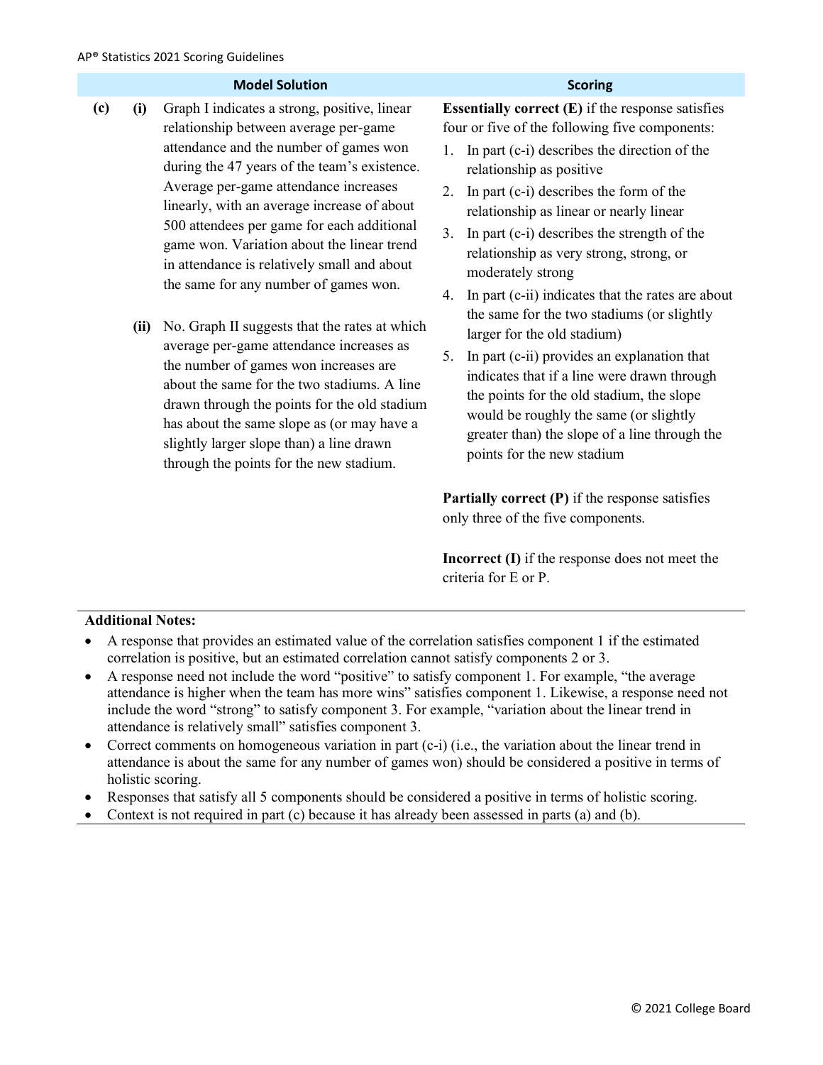| Model Solution | Scoring |
|---|---|
| **(c)** **(i)** Graph I indicates a strong, positive, linear relationship between average per-game attendance and the number of games won during the 47 years of the team's existence. Average per-game attendance increases linearly, with an average increase of about 500 attendees per game for each additional game won. Variation about the linear trend in attendance is relatively small and about the same for any number of games won.<br><br>**(ii)** No. Graph II suggests that the rates at which average per-game attendance increases as the number of games won increases are about the same for the two stadiums. A line drawn through the points for the old stadium has about the same slope as (or may have a slightly larger slope than) a line drawn through the points for the new stadium. | **Essentially correct (E)** if the response satisfies four or five of the following five components:<br>1. In part (c-i) describes the direction of the relationship as positive<br>2. In part (c-i) describes the form of the relationship as linear or nearly linear<br>3. In part (c-i) describes the strength of the relationship as very strong, strong, or moderately strong<br>4. In part (c-ii) indicates that the rates are about the same for the two stadiums (or slightly larger for the old stadium)<br>5. In part (c-ii) provides an explanation that indicates that if a line were drawn through the points for the old stadium, the slope would be roughly the same (or slightly greater than) the slope of a line through the points for the new stadium<br><br>**Partially correct (P)** if the response satisfies only three of the five components.<br><br>**Incorrect (I)** if the response does not meet the criteria for E or P. |

**Additional Notes:**

- A response that provides an estimated value of the correlation satisfies component 1 if the estimated correlation is positive, but an estimated correlation cannot satisfy components 2 or 3.
- A response need not include the word "positive" to satisfy component 1. For example, "the average attendance is higher when the team has more wins" satisfies component 1. Likewise, a response need not include the word "strong" to satisfy component 3. For example, "variation about the linear trend in attendance is relatively small" satisfies component 3.
- Correct comments on homogeneous variation in part (c-i) (i.e., the variation about the linear trend in attendance is about the same for any number of games won) should be considered a positive in terms of holistic scoring.
- Responses that satisfy all 5 components should be considered a positive in terms of holistic scoring.
- Context is not required in part (c) because it has already been assessed in parts (a) and (b).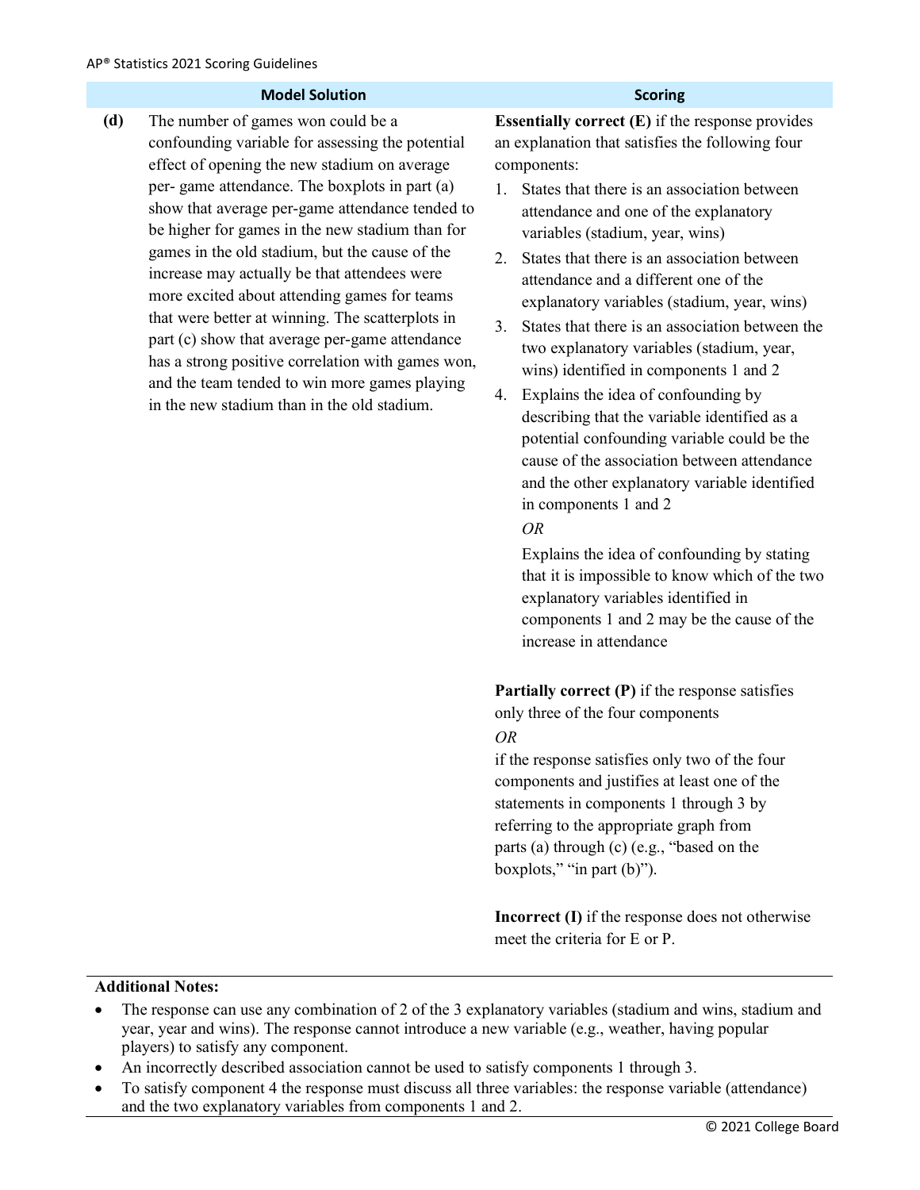| | Model Solution | Scoring |
|---|---|---|
| **(d)** | The number of games won could be a confounding variable for assessing the potential effect of opening the new stadium on average per- game attendance. The boxplots in part (a) show that average per-game attendance tended to be higher for games in the new stadium than for games in the old stadium, but the cause of the increase may actually be that attendees were more excited about attending games for teams that were better at winning. The scatterplots in part (c) show that average per-game attendance has a strong positive correlation with games won, and the team tended to win more games playing in the new stadium than in the old stadium. | **Essentially correct (E)** if the response provides an explanation that satisfies the following four components:<br>1. States that there is an association between attendance and one of the explanatory variables (stadium, year, wins)<br>2. States that there is an association between attendance and a different one of the explanatory variables (stadium, year, wins)<br>3. States that there is an association between the two explanatory variables (stadium, year, wins) identified in components 1 and 2<br>4. Explains the idea of confounding by describing that the variable identified as a potential confounding variable could be the cause of the association between attendance and the other explanatory variable identified in components 1 and 2<br>*OR*<br>Explains the idea of confounding by stating that it is impossible to know which of the two explanatory variables identified in components 1 and 2 may be the cause of the increase in attendance<br><br>**Partially correct (P)** if the response satisfies only three of the four components<br>*OR*<br>if the response satisfies only two of the four components and justifies at least one of the statements in components 1 through 3 by referring to the appropriate graph from parts (a) through (c) (e.g., "based on the boxplots," "in part (b)").<br><br>**Incorrect (I)** if the response does not otherwise meet the criteria for E or P. |

**Additional Notes:**

- The response can use any combination of 2 of the 3 explanatory variables (stadium and wins, stadium and year, year and wins). The response cannot introduce a new variable (e.g., weather, having popular players) to satisfy any component.
- An incorrectly described association cannot be used to satisfy components 1 through 3.
- To satisfy component 4 the response must discuss all three variables: the response variable (attendance) and the two explanatory variables from components 1 and 2.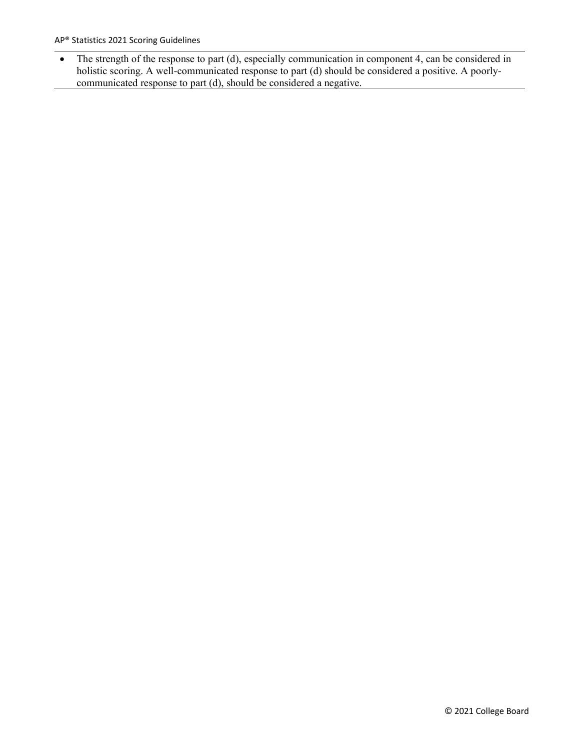- The strength of the response to part (d), especially communication in component 4, can be considered in holistic scoring. A well-communicated response to part (d) should be considered a positive. A poorly-communicated response to part (d), should be considered a negative.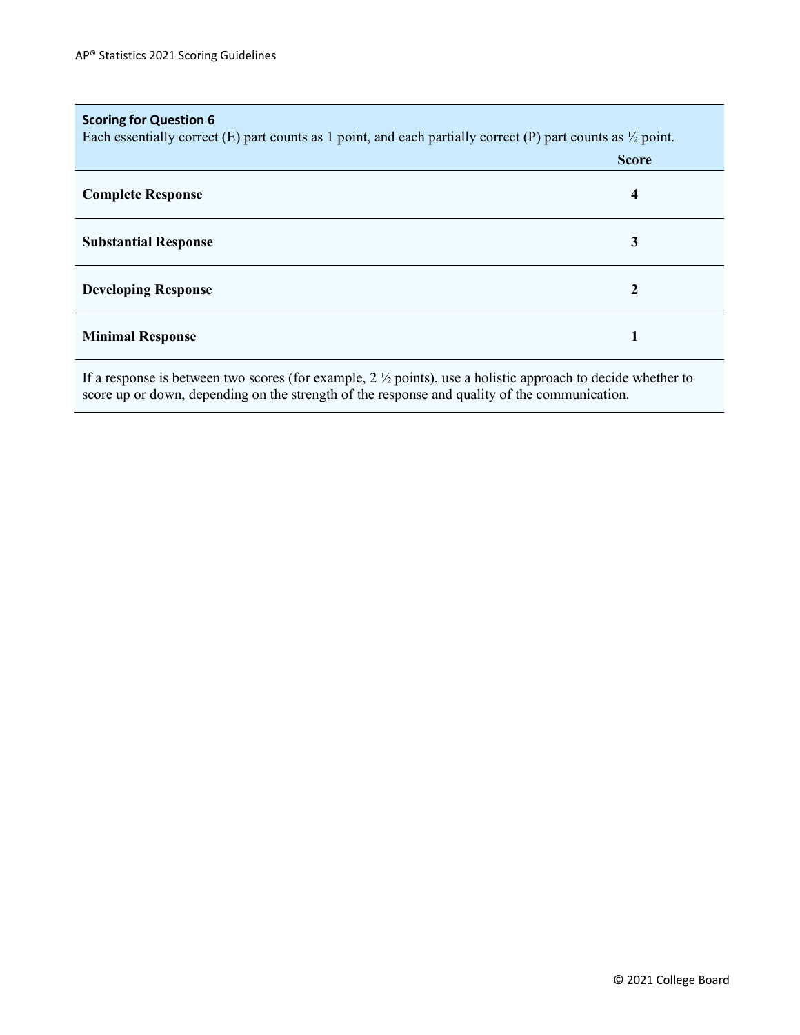**Scoring for Question 6**

Each essentially correct (E) part counts as 1 point, and each partially correct (P) part counts as ½ point.

| | Score |
| --- | --- |
| **Complete Response** | 4 |
| **Substantial Response** | 3 |
| **Developing Response** | 2 |
| **Minimal Response** | 1 |

If a response is between two scores (for example, 2 ½ points), use a holistic approach to decide whether to score up or down, depending on the strength of the response and quality of the communication.